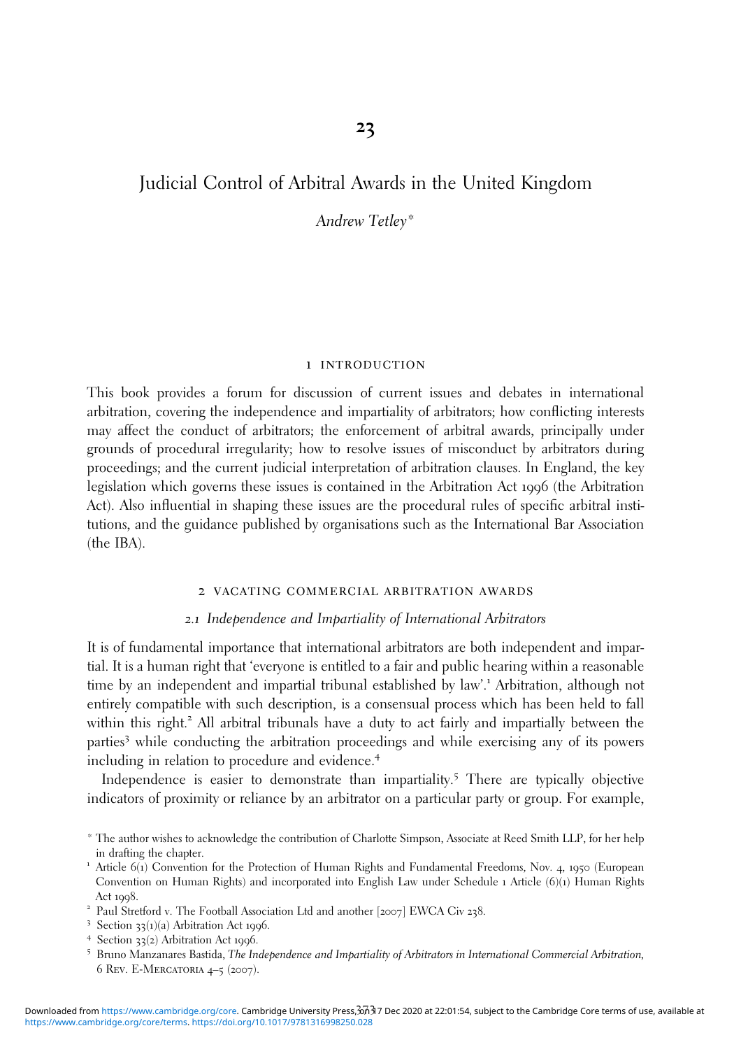# 23

# Judicial Control of Arbitral Awards in the United Kingdom

*Andrew Tetley*\*

## 1 INTRODUCTION

This book provides a forum for discussion of current issues and debates in international arbitration, covering the independence and impartiality of arbitrators; how conflicting interests may affect the conduct of arbitrators; the enforcement of arbitral awards, principally under grounds of procedural irregularity; how to resolve issues of misconduct by arbitrators during proceedings; and the current judicial interpretation of arbitration clauses. In England, the key legislation which governs these issues is contained in the Arbitration Act 1996 (the Arbitration Act). Also influential in shaping these issues are the procedural rules of specific arbitral institutions, and the guidance published by organisations such as the International Bar Association (the IBA).

## 2 VACATING COMMERCIAL ARBITRATION AWARDS

### 2.1 *Independence and Impartiality of International Arbitrators*

It is of fundamental importance that international arbitrators are both independent and impartial. It is a human right that 'everyone is entitled to a fair and public hearing within a reasonable time by an independent and impartial tribunal established by law'.[1] Arbitration, although not entirely compatible with such description, is a consensual process which has been held to fall within this right.[2] All arbitral tribunals have a duty to act fairly and impartially between the parties[3] while conducting the arbitration proceedings and while exercising any of its powers including in relation to procedure and evidence.[4]

Independence is easier to demonstrate than impartiality.[5] There are typically objective indicators of proximity or reliance by an arbitrator on a particular party or group. For example,

\* The author wishes to acknowledge the contribution of Charlotte Simpson, Associate at Reed Smith LLP, for her help in drafting the chapter.

[1] Article 6(1) Convention for the Protection of Human Rights and Fundamental Freedoms, Nov. 4, 1950 (European Convention on Human Rights) and incorporated into English Law under Schedule 1 Article (6)(1) Human Rights Act 1998.

[2] Paul Stretford v. The Football Association Ltd and another [2007] EWCA Civ 238.

[3] Section 33(1)(a) Arbitration Act 1996.

[4] Section 33(2) Arbitration Act 1996.

[5] Bruno Manzanares Bastida, *The Independence and Impartiality of Arbitrators in International Commercial Arbitration*, 6 Rev. E-Mercatoria 4–5 (2007).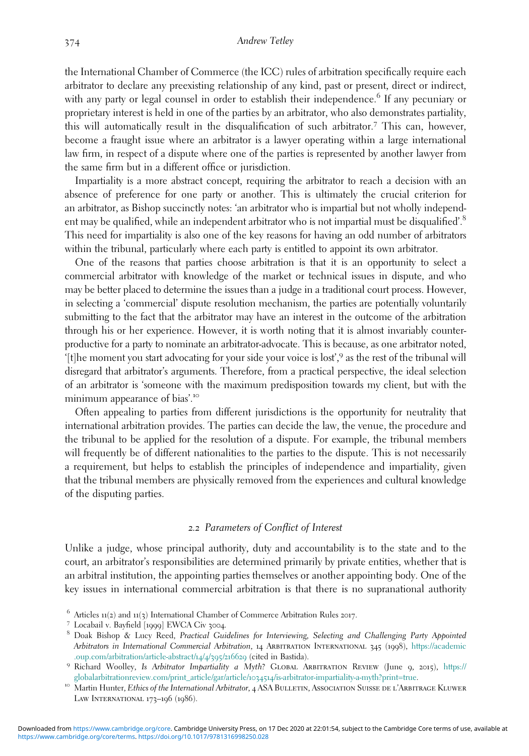the International Chamber of Commerce (the ICC) rules of arbitration specifically require each arbitrator to declare any preexisting relationship of any kind, past or present, direct or indirect, with any party or legal counsel in order to establish their independence.[6] If any pecuniary or proprietary interest is held in one of the parties by an arbitrator, who also demonstrates partiality, this will automatically result in the disqualification of such arbitrator.[7] This can, however, become a fraught issue where an arbitrator is a lawyer operating within a large international law firm, in respect of a dispute where one of the parties is represented by another lawyer from the same firm but in a different office or jurisdiction.

Impartiality is a more abstract concept, requiring the arbitrator to reach a decision with an absence of preference for one party or another. This is ultimately the crucial criterion for an arbitrator, as Bishop succinctly notes: 'an arbitrator who is impartial but not wholly independent may be qualified, while an independent arbitrator who is not impartial must be disqualified'.[8] This need for impartiality is also one of the key reasons for having an odd number of arbitrators within the tribunal, particularly where each party is entitled to appoint its own arbitrator.

One of the reasons that parties choose arbitration is that it is an opportunity to select a commercial arbitrator with knowledge of the market or technical issues in dispute, and who may be better placed to determine the issues than a judge in a traditional court process. However, in selecting a 'commercial' dispute resolution mechanism, the parties are potentially voluntarily submitting to the fact that the arbitrator may have an interest in the outcome of the arbitration through his or her experience. However, it is worth noting that it is almost invariably counterproductive for a party to nominate an arbitrator-advocate. This is because, as one arbitrator noted, '[t]he moment you start advocating for your side your voice is lost',[9] as the rest of the tribunal will disregard that arbitrator's arguments. Therefore, from a practical perspective, the ideal selection of an arbitrator is 'someone with the maximum predisposition towards my client, but with the minimum appearance of bias'.[10]

Often appealing to parties from different jurisdictions is the opportunity for neutrality that international arbitration provides. The parties can decide the law, the venue, the procedure and the tribunal to be applied for the resolution of a dispute. For example, the tribunal members will frequently be of different nationalities to the parties to the dispute. This is not necessarily a requirement, but helps to establish the principles of independence and impartiality, given that the tribunal members are physically removed from the experiences and cultural knowledge of the disputing parties.

### 2.2 *Parameters of Conflict of Interest*

Unlike a judge, whose principal authority, duty and accountability is to the state and to the court, an arbitrator's responsibilities are determined primarily by private entities, whether that is an arbitral institution, the appointing parties themselves or another appointing body. One of the key issues in international commercial arbitration is that there is no supranational authority

[6] Articles 11(2) and 11(3) International Chamber of Commerce Arbitration Rules 2017.

[7] Locabail v. Bayfield [1999] EWCA Civ 3004.

[8] Doak Bishop & Lucy Reed, *Practical Guidelines for Interviewing, Selecting and Challenging Party Appointed Arbitrators in International Commercial Arbitration*, 14 Arbitration International 345 (1998), https://academic.oup.com/arbitration/article-abstract/14/4/395/216629 (cited in Bastida).

[9] Richard Woolley, *Is Arbitrator Impartiality a Myth?* Global Arbitration Review (June 9, 2015), https://globalarbitrationreview.com/print_article/gar/article/1034514/is-arbitrator-impartiality-a-myth?print=true.

[10] Martin Hunter, *Ethics of the International Arbitrator*, 4 ASA Bulletin, Association Suisse de l'Arbitrage Kluwer Law International 173–196 (1986).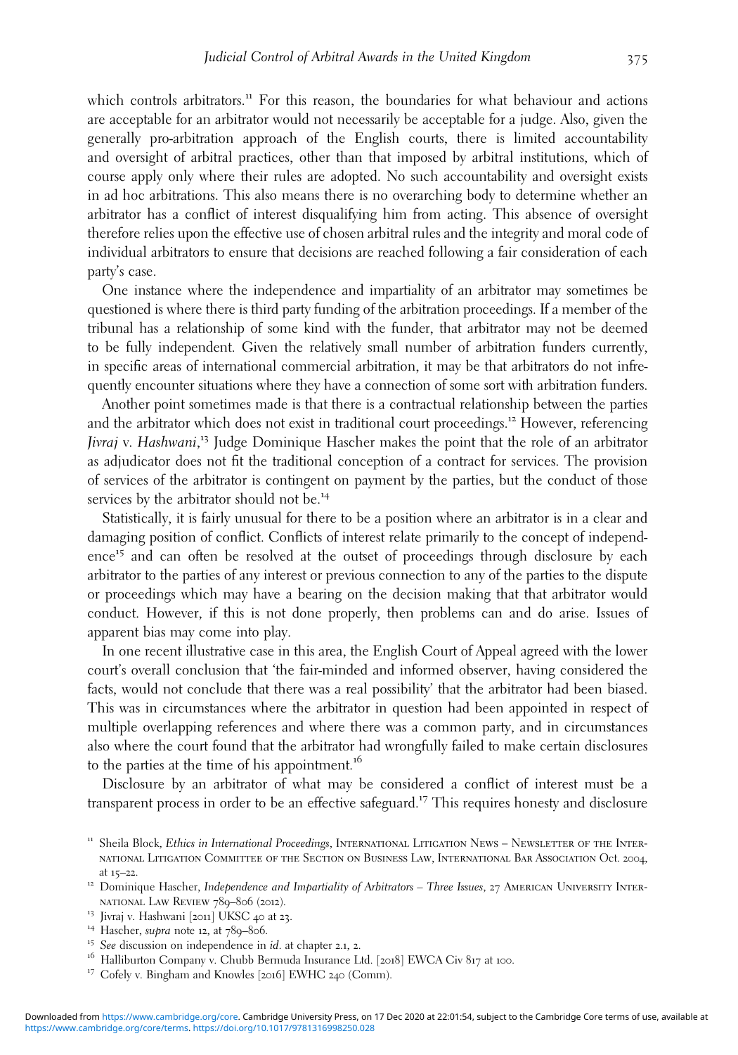which controls arbitrators.[11] For this reason, the boundaries for what behaviour and actions are acceptable for an arbitrator would not necessarily be acceptable for a judge. Also, given the generally pro-arbitration approach of the English courts, there is limited accountability and oversight of arbitral practices, other than that imposed by arbitral institutions, which of course apply only where their rules are adopted. No such accountability and oversight exists in ad hoc arbitrations. This also means there is no overarching body to determine whether an arbitrator has a conflict of interest disqualifying him from acting. This absence of oversight therefore relies upon the effective use of chosen arbitral rules and the integrity and moral code of individual arbitrators to ensure that decisions are reached following a fair consideration of each party's case.

One instance where the independence and impartiality of an arbitrator may sometimes be questioned is where there is third party funding of the arbitration proceedings. If a member of the tribunal has a relationship of some kind with the funder, that arbitrator may not be deemed to be fully independent. Given the relatively small number of arbitration funders currently, in specific areas of international commercial arbitration, it may be that arbitrators do not infrequently encounter situations where they have a connection of some sort with arbitration funders.

Another point sometimes made is that there is a contractual relationship between the parties and the arbitrator which does not exist in traditional court proceedings.[12] However, referencing *Jivraj* v. *Hashwani*,[13] Judge Dominique Hascher makes the point that the role of an arbitrator as adjudicator does not fit the traditional conception of a contract for services. The provision of services of the arbitrator is contingent on payment by the parties, but the conduct of those services by the arbitrator should not be.[14]

Statistically, it is fairly unusual for there to be a position where an arbitrator is in a clear and damaging position of conflict. Conflicts of interest relate primarily to the concept of independence[15] and can often be resolved at the outset of proceedings through disclosure by each arbitrator to the parties of any interest or previous connection to any of the parties to the dispute or proceedings which may have a bearing on the decision making that that arbitrator would conduct. However, if this is not done properly, then problems can and do arise. Issues of apparent bias may come into play.

In one recent illustrative case in this area, the English Court of Appeal agreed with the lower court's overall conclusion that 'the fair-minded and informed observer, having considered the facts, would not conclude that there was a real possibility' that the arbitrator had been biased. This was in circumstances where the arbitrator in question had been appointed in respect of multiple overlapping references and where there was a common party, and in circumstances also where the court found that the arbitrator had wrongfully failed to make certain disclosures to the parties at the time of his appointment.[16]

Disclosure by an arbitrator of what may be considered a conflict of interest must be a transparent process in order to be an effective safeguard.[17] This requires honesty and disclosure

---

[11] Sheila Block, *Ethics in International Proceedings*, International Litigation News – Newsletter of the International Litigation Committee of the Section on Business Law, International Bar Association Oct. 2004, at 15–22.

[12] Dominique Hascher, *Independence and Impartiality of Arbitrators – Three Issues*, 27 American University International Law Review 789–806 (2012).

[13] Jivraj v. Hashwani [2011] UKSC 40 at 23.

[14] Hascher, *supra* note 12, at 789–806.

[15] *See* discussion on independence in *id.* at chapter 2.1, 2.

[16] Halliburton Company v. Chubb Bermuda Insurance Ltd. [2018] EWCA Civ 817 at 100.

[17] Cofely v. Bingham and Knowles [2016] EWHC 240 (Comm).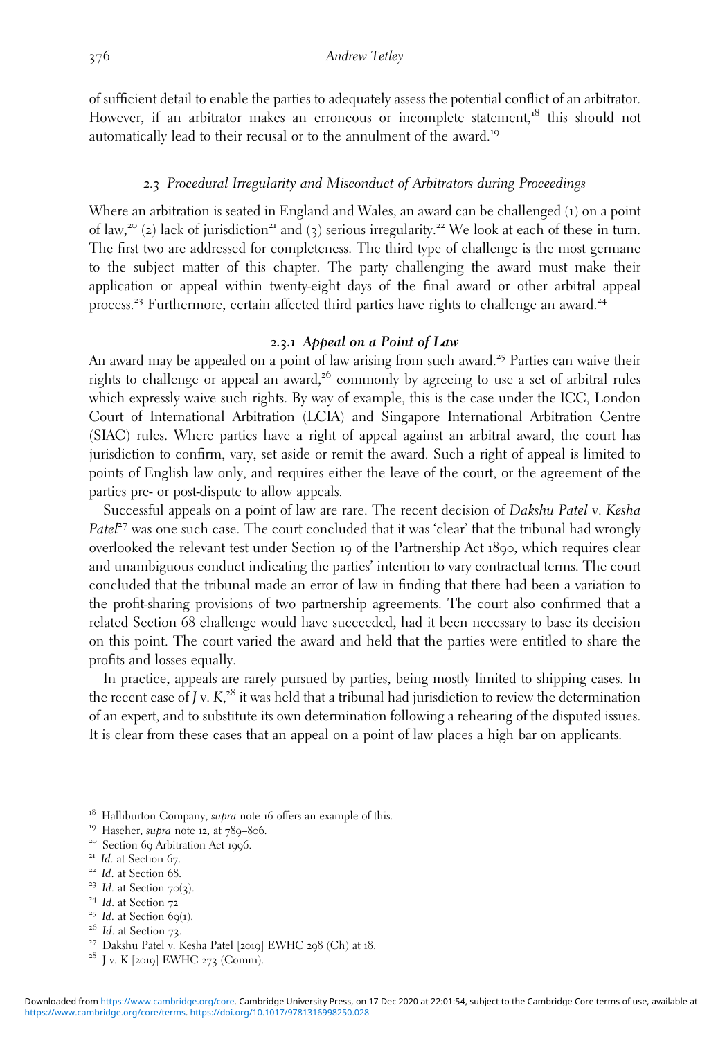of sufficient detail to enable the parties to adequately assess the potential conflict of an arbitrator. However, if an arbitrator makes an erroneous or incomplete statement,[18] this should not automatically lead to their recusal or to the annulment of the award.[19]

### *2.3 Procedural Irregularity and Misconduct of Arbitrators during Proceedings*

Where an arbitration is seated in England and Wales, an award can be challenged (1) on a point of law,[20] (2) lack of jurisdiction[21] and (3) serious irregularity.[22] We look at each of these in turn. The first two are addressed for completeness. The third type of challenge is the most germane to the subject matter of this chapter. The party challenging the award must make their application or appeal within twenty-eight days of the final award or other arbitral appeal process.[23] Furthermore, certain affected third parties have rights to challenge an award.[24]

#### ***2.3.1 Appeal on a Point of Law***

An award may be appealed on a point of law arising from such award.[25] Parties can waive their rights to challenge or appeal an award,[26] commonly by agreeing to use a set of arbitral rules which expressly waive such rights. By way of example, this is the case under the ICC, London Court of International Arbitration (LCIA) and Singapore International Arbitration Centre (SIAC) rules. Where parties have a right of appeal against an arbitral award, the court has jurisdiction to confirm, vary, set aside or remit the award. Such a right of appeal is limited to points of English law only, and requires either the leave of the court, or the agreement of the parties pre- or post-dispute to allow appeals.

Successful appeals on a point of law are rare. The recent decision of *Dakshu Patel* v. *Kesha Patel*[27] was one such case. The court concluded that it was 'clear' that the tribunal had wrongly overlooked the relevant test under Section 19 of the Partnership Act 1890, which requires clear and unambiguous conduct indicating the parties' intention to vary contractual terms. The court concluded that the tribunal made an error of law in finding that there had been a variation to the profit-sharing provisions of two partnership agreements. The court also confirmed that a related Section 68 challenge would have succeeded, had it been necessary to base its decision on this point. The court varied the award and held that the parties were entitled to share the profits and losses equally.

In practice, appeals are rarely pursued by parties, being mostly limited to shipping cases. In the recent case of *J* v. *K*,[28] it was held that a tribunal had jurisdiction to review the determination of an expert, and to substitute its own determination following a rehearing of the disputed issues. It is clear from these cases that an appeal on a point of law places a high bar on applicants.

[18] Halliburton Company, *supra* note 16 offers an example of this.

[19] Hascher, *supra* note 12, at 789–806.

[20] Section 69 Arbitration Act 1996.

[21] *Id*. at Section 67.

[22] *Id*. at Section 68.

[23] *Id*. at Section 70(3).

[24] *Id*. at Section 72

[25] *Id*. at Section 69(1).

[26] *Id*. at Section 73.

[27] Dakshu Patel v. Kesha Patel [2019] EWHC 298 (Ch) at 18.

[28] J v. K [2019] EWHC 273 (Comm).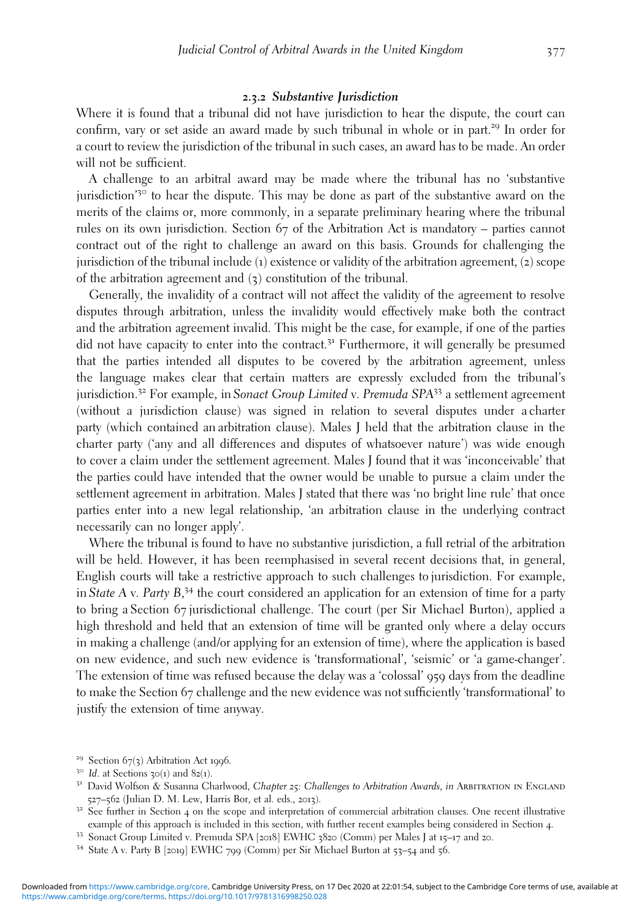#### 2.3.2 *Substantive Jurisdiction*

Where it is found that a tribunal did not have jurisdiction to hear the dispute, the court can confirm, vary or set aside an award made by such tribunal in whole or in part.[29] In order for a court to review the jurisdiction of the tribunal in such cases, an award has to be made. An order will not be sufficient.

A challenge to an arbitral award may be made where the tribunal has no 'substantive jurisdiction'[30] to hear the dispute. This may be done as part of the substantive award on the merits of the claims or, more commonly, in a separate preliminary hearing where the tribunal rules on its own jurisdiction. Section 67 of the Arbitration Act is mandatory – parties cannot contract out of the right to challenge an award on this basis. Grounds for challenging the jurisdiction of the tribunal include (1) existence or validity of the arbitration agreement, (2) scope of the arbitration agreement and (3) constitution of the tribunal.

Generally, the invalidity of a contract will not affect the validity of the agreement to resolve disputes through arbitration, unless the invalidity would effectively make both the contract and the arbitration agreement invalid. This might be the case, for example, if one of the parties did not have capacity to enter into the contract.[31] Furthermore, it will generally be presumed that the parties intended all disputes to be covered by the arbitration agreement, unless the language makes clear that certain matters are expressly excluded from the tribunal's jurisdiction.[32] For example, in *Sonact Group Limited* v. *Premuda SPA*[33] a settlement agreement (without a jurisdiction clause) was signed in relation to several disputes under a charter party (which contained an arbitration clause). Males J held that the arbitration clause in the charter party ('any and all differences and disputes of whatsoever nature') was wide enough to cover a claim under the settlement agreement. Males J found that it was 'inconceivable' that the parties could have intended that the owner would be unable to pursue a claim under the settlement agreement in arbitration. Males J stated that there was 'no bright line rule' that once parties enter into a new legal relationship, 'an arbitration clause in the underlying contract necessarily can no longer apply'.

Where the tribunal is found to have no substantive jurisdiction, a full retrial of the arbitration will be held. However, it has been reemphasised in several recent decisions that, in general, English courts will take a restrictive approach to such challenges to jurisdiction. For example, in *State A* v. *Party B*,[34] the court considered an application for an extension of time for a party to bring a Section 67 jurisdictional challenge. The court (per Sir Michael Burton), applied a high threshold and held that an extension of time will be granted only where a delay occurs in making a challenge (and/or applying for an extension of time), where the application is based on new evidence, and such new evidence is 'transformational', 'seismic' or 'a game-changer'. The extension of time was refused because the delay was a 'colossal' 959 days from the deadline to make the Section 67 challenge and the new evidence was not sufficiently 'transformational' to justify the extension of time anyway.

---

[29] Section 67(3) Arbitration Act 1996.

[30] *Id*. at Sections 30(1) and 82(1).

[31] David Wolfson & Susanna Charlwood, *Chapter 25: Challenges to Arbitration Awards*, *in* Arbitration in England 527–562 (Julian D. M. Lew, Harris Bor, et al. eds., 2013).

[32] See further in Section 4 on the scope and interpretation of commercial arbitration clauses. One recent illustrative example of this approach is included in this section, with further recent examples being considered in Section 4.

[33] Sonact Group Limited v. Premuda SPA [2018] EWHC 3820 (Comm) per Males J at 15–17 and 20.

[34] State A v. Party B [2019] EWHC 799 (Comm) per Sir Michael Burton at 53–54 and 56.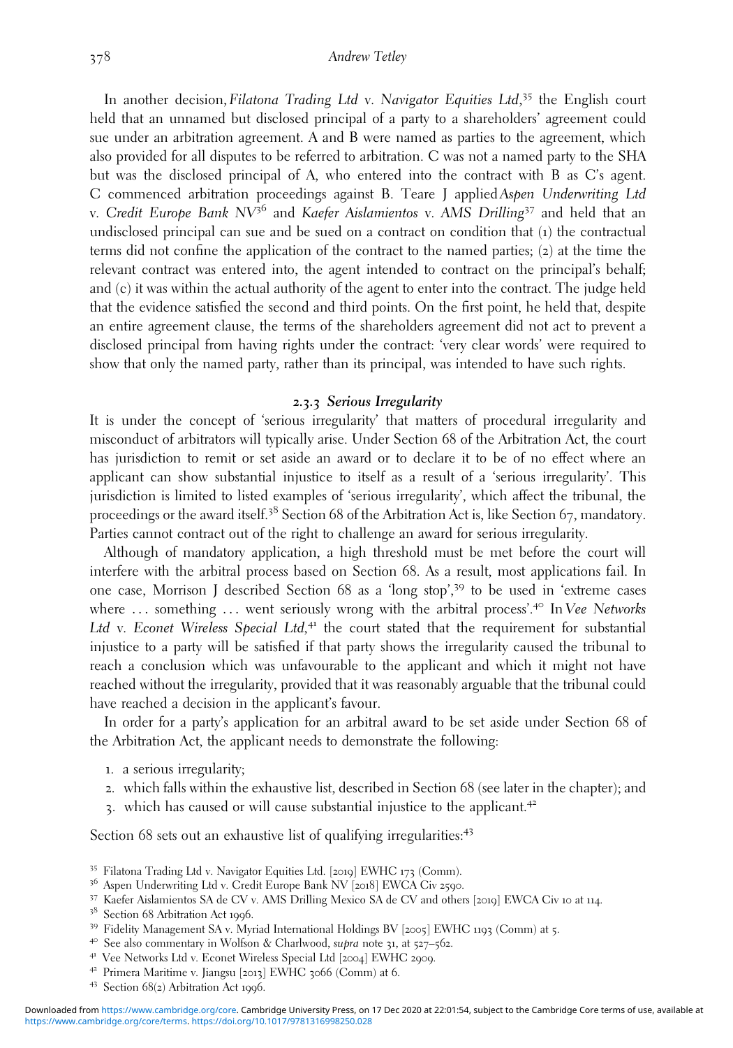In another decision, *Filatona Trading Ltd* v. *Navigator Equities Ltd*,[35] the English court held that an unnamed but disclosed principal of a party to a shareholders' agreement could sue under an arbitration agreement. A and B were named as parties to the agreement, which also provided for all disputes to be referred to arbitration. C was not a named party to the SHA but was the disclosed principal of A, who entered into the contract with B as C's agent. C commenced arbitration proceedings against B. Teare J applied *Aspen Underwriting Ltd* v. *Credit Europe Bank NV*[36] and *Kaefer Aislamientos* v. *AMS Drilling*[37] and held that an undisclosed principal can sue and be sued on a contract on condition that (1) the contractual terms did not confine the application of the contract to the named parties; (2) at the time the relevant contract was entered into, the agent intended to contract on the principal's behalf; and (c) it was within the actual authority of the agent to enter into the contract. The judge held that the evidence satisfied the second and third points. On the first point, he held that, despite an entire agreement clause, the terms of the shareholders agreement did not act to prevent a disclosed principal from having rights under the contract: 'very clear words' were required to show that only the named party, rather than its principal, was intended to have such rights.

### 2.3.3 *Serious Irregularity*

It is under the concept of 'serious irregularity' that matters of procedural irregularity and misconduct of arbitrators will typically arise. Under Section 68 of the Arbitration Act, the court has jurisdiction to remit or set aside an award or to declare it to be of no effect where an applicant can show substantial injustice to itself as a result of a 'serious irregularity'. This jurisdiction is limited to listed examples of 'serious irregularity', which affect the tribunal, the proceedings or the award itself.[38] Section 68 of the Arbitration Act is, like Section 67, mandatory. Parties cannot contract out of the right to challenge an award for serious irregularity.

Although of mandatory application, a high threshold must be met before the court will interfere with the arbitral process based on Section 68. As a result, most applications fail. In one case, Morrison J described Section 68 as a 'long stop',[39] to be used in 'extreme cases where … something … went seriously wrong with the arbitral process'.[40] In *Vee Networks Ltd* v. *Econet Wireless Special Ltd*,[41] the court stated that the requirement for substantial injustice to a party will be satisfied if that party shows the irregularity caused the tribunal to reach a conclusion which was unfavourable to the applicant and which it might not have reached without the irregularity, provided that it was reasonably arguable that the tribunal could have reached a decision in the applicant's favour.

In order for a party's application for an arbitral award to be set aside under Section 68 of the Arbitration Act, the applicant needs to demonstrate the following:

1. a serious irregularity;
2. which falls within the exhaustive list, described in Section 68 (see later in the chapter); and
3. which has caused or will cause substantial injustice to the applicant.[42]

Section 68 sets out an exhaustive list of qualifying irregularities:[43]

---

[35] Filatona Trading Ltd v. Navigator Equities Ltd. [2019] EWHC 173 (Comm).

[36] Aspen Underwriting Ltd v. Credit Europe Bank NV [2018] EWCA Civ 2590.

[37] Kaefer Aislamientos SA de CV v. AMS Drilling Mexico SA de CV and others [2019] EWCA Civ 10 at 114.

[38] Section 68 Arbitration Act 1996.

[39] Fidelity Management SA v. Myriad International Holdings BV [2005] EWHC 1193 (Comm) at 5.

[40] See also commentary in Wolfson & Charlwood, *supra* note 31, at 527–562.

[41] Vee Networks Ltd v. Econet Wireless Special Ltd [2004] EWHC 2909.

[42] Primera Maritime v. Jiangsu [2013] EWHC 3066 (Comm) at 6.

[43] Section 68(2) Arbitration Act 1996.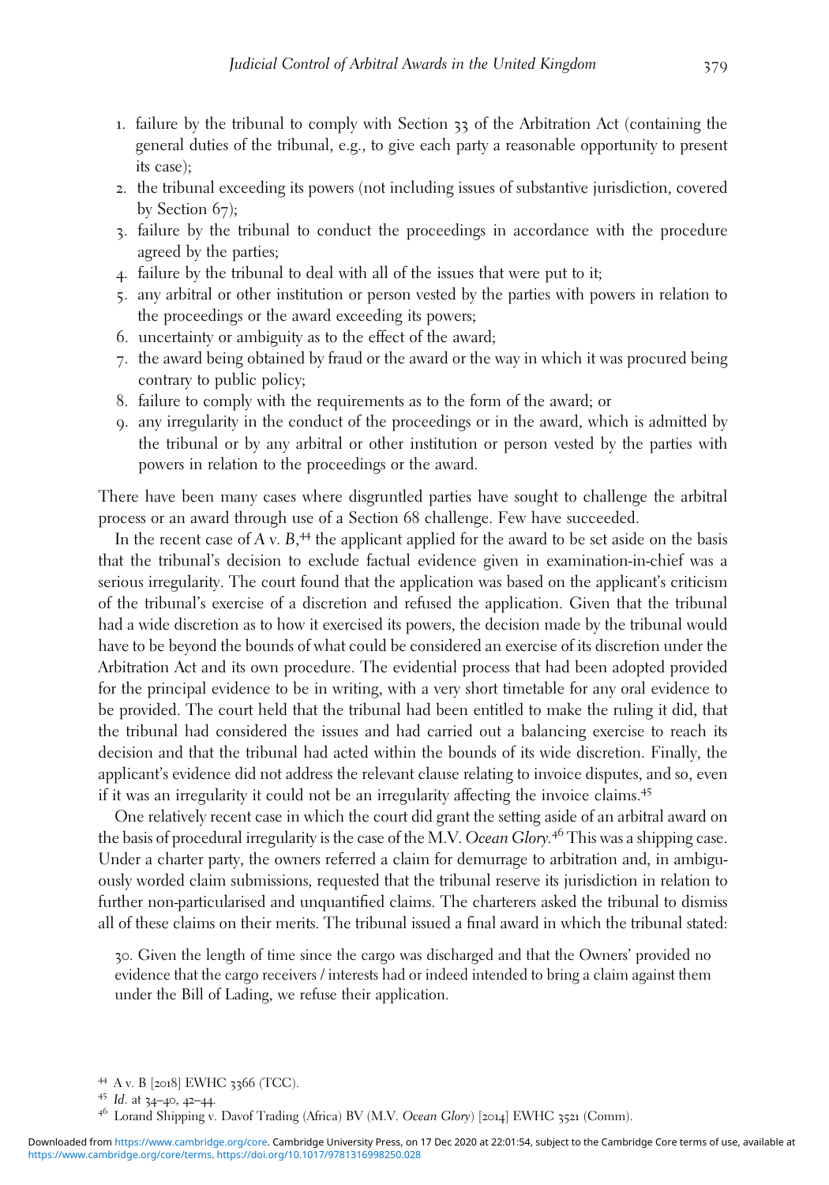1. failure by the tribunal to comply with Section 33 of the Arbitration Act (containing the general duties of the tribunal, e.g., to give each party a reasonable opportunity to present its case);
2. the tribunal exceeding its powers (not including issues of substantive jurisdiction, covered by Section 67);
3. failure by the tribunal to conduct the proceedings in accordance with the procedure agreed by the parties;
4. failure by the tribunal to deal with all of the issues that were put to it;
5. any arbitral or other institution or person vested by the parties with powers in relation to the proceedings or the award exceeding its powers;
6. uncertainty or ambiguity as to the effect of the award;
7. the award being obtained by fraud or the award or the way in which it was procured being contrary to public policy;
8. failure to comply with the requirements as to the form of the award; or
9. any irregularity in the conduct of the proceedings or in the award, which is admitted by the tribunal or by any arbitral or other institution or person vested by the parties with powers in relation to the proceedings or the award.

There have been many cases where disgruntled parties have sought to challenge the arbitral process or an award through use of a Section 68 challenge. Few have succeeded.

In the recent case of *A* v. *B*,[44] the applicant applied for the award to be set aside on the basis that the tribunal's decision to exclude factual evidence given in examination-in-chief was a serious irregularity. The court found that the application was based on the applicant's criticism of the tribunal's exercise of a discretion and refused the application. Given that the tribunal had a wide discretion as to how it exercised its powers, the decision made by the tribunal would have to be beyond the bounds of what could be considered an exercise of its discretion under the Arbitration Act and its own procedure. The evidential process that had been adopted provided for the principal evidence to be in writing, with a very short timetable for any oral evidence to be provided. The court held that the tribunal had been entitled to make the ruling it did, that the tribunal had considered the issues and had carried out a balancing exercise to reach its decision and that the tribunal had acted within the bounds of its wide discretion. Finally, the applicant's evidence did not address the relevant clause relating to invoice disputes, and so, even if it was an irregularity it could not be an irregularity affecting the invoice claims.[45]

One relatively recent case in which the court did grant the setting aside of an arbitral award on the basis of procedural irregularity is the case of the M.V. *Ocean Glory*.[46] This was a shipping case. Under a charter party, the owners referred a claim for demurrage to arbitration and, in ambiguously worded claim submissions, requested that the tribunal reserve its jurisdiction in relation to further non-particularised and unquantified claims. The charterers asked the tribunal to dismiss all of these claims on their merits. The tribunal issued a final award in which the tribunal stated:

> 30. Given the length of time since the cargo was discharged and that the Owners' provided no evidence that the cargo receivers / interests had or indeed intended to bring a claim against them under the Bill of Lading, we refuse their application.

---

[44] A v. B [2018] EWHC 3366 (TCC).

[45] *Id.* at 34–40, 42–44.

[46] Lorand Shipping v. Davof Trading (Africa) BV (M.V. *Ocean Glory*) [2014] EWHC 3521 (Comm).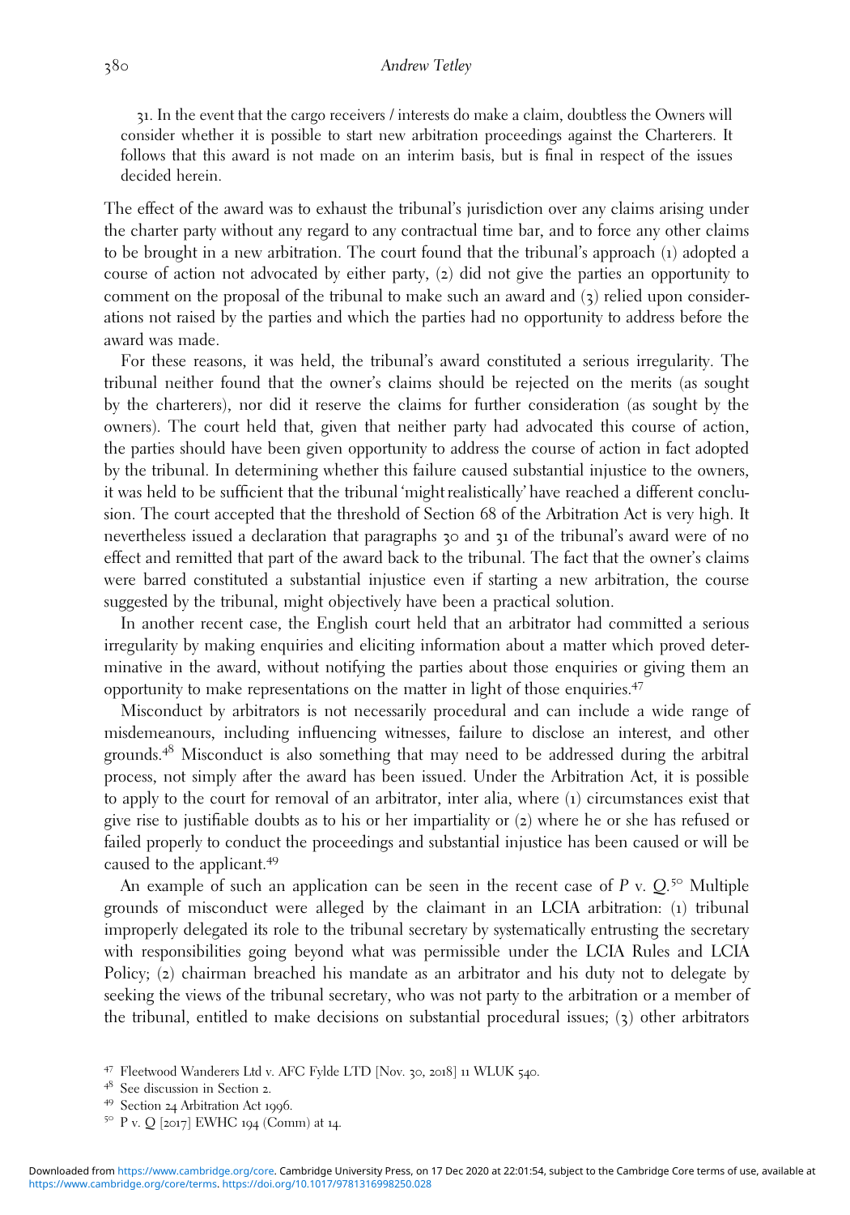> 31. In the event that the cargo receivers / interests do make a claim, doubtless the Owners will consider whether it is possible to start new arbitration proceedings against the Charterers. It follows that this award is not made on an interim basis, but is final in respect of the issues decided herein.

The effect of the award was to exhaust the tribunal's jurisdiction over any claims arising under the charter party without any regard to any contractual time bar, and to force any other claims to be brought in a new arbitration. The court found that the tribunal's approach (1) adopted a course of action not advocated by either party, (2) did not give the parties an opportunity to comment on the proposal of the tribunal to make such an award and (3) relied upon considerations not raised by the parties and which the parties had no opportunity to address before the award was made.

For these reasons, it was held, the tribunal's award constituted a serious irregularity. The tribunal neither found that the owner's claims should be rejected on the merits (as sought by the charterers), nor did it reserve the claims for further consideration (as sought by the owners). The court held that, given that neither party had advocated this course of action, the parties should have been given opportunity to address the course of action in fact adopted by the tribunal. In determining whether this failure caused substantial injustice to the owners, it was held to be sufficient that the tribunal 'might realistically' have reached a different conclusion. The court accepted that the threshold of Section 68 of the Arbitration Act is very high. It nevertheless issued a declaration that paragraphs 30 and 31 of the tribunal's award were of no effect and remitted that part of the award back to the tribunal. The fact that the owner's claims were barred constituted a substantial injustice even if starting a new arbitration, the course suggested by the tribunal, might objectively have been a practical solution.

In another recent case, the English court held that an arbitrator had committed a serious irregularity by making enquiries and eliciting information about a matter which proved determinative in the award, without notifying the parties about those enquiries or giving them an opportunity to make representations on the matter in light of those enquiries.[47]

Misconduct by arbitrators is not necessarily procedural and can include a wide range of misdemeanours, including influencing witnesses, failure to disclose an interest, and other grounds.[48] Misconduct is also something that may need to be addressed during the arbitral process, not simply after the award has been issued. Under the Arbitration Act, it is possible to apply to the court for removal of an arbitrator, inter alia, where (1) circumstances exist that give rise to justifiable doubts as to his or her impartiality or (2) where he or she has refused or failed properly to conduct the proceedings and substantial injustice has been caused or will be caused to the applicant.[49]

An example of such an application can be seen in the recent case of *P v. Q*.[50] Multiple grounds of misconduct were alleged by the claimant in an LCIA arbitration: (1) tribunal improperly delegated its role to the tribunal secretary by systematically entrusting the secretary with responsibilities going beyond what was permissible under the LCIA Rules and LCIA Policy; (2) chairman breached his mandate as an arbitrator and his duty not to delegate by seeking the views of the tribunal secretary, who was not party to the arbitration or a member of the tribunal, entitled to make decisions on substantial procedural issues; (3) other arbitrators

[47] Fleetwood Wanderers Ltd v. AFC Fylde LTD [Nov. 30, 2018] 11 WLUK 540.

[48] See discussion in Section 2.

[49] Section 24 Arbitration Act 1996.

[50] P v. Q [2017] EWHC 194 (Comm) at 14.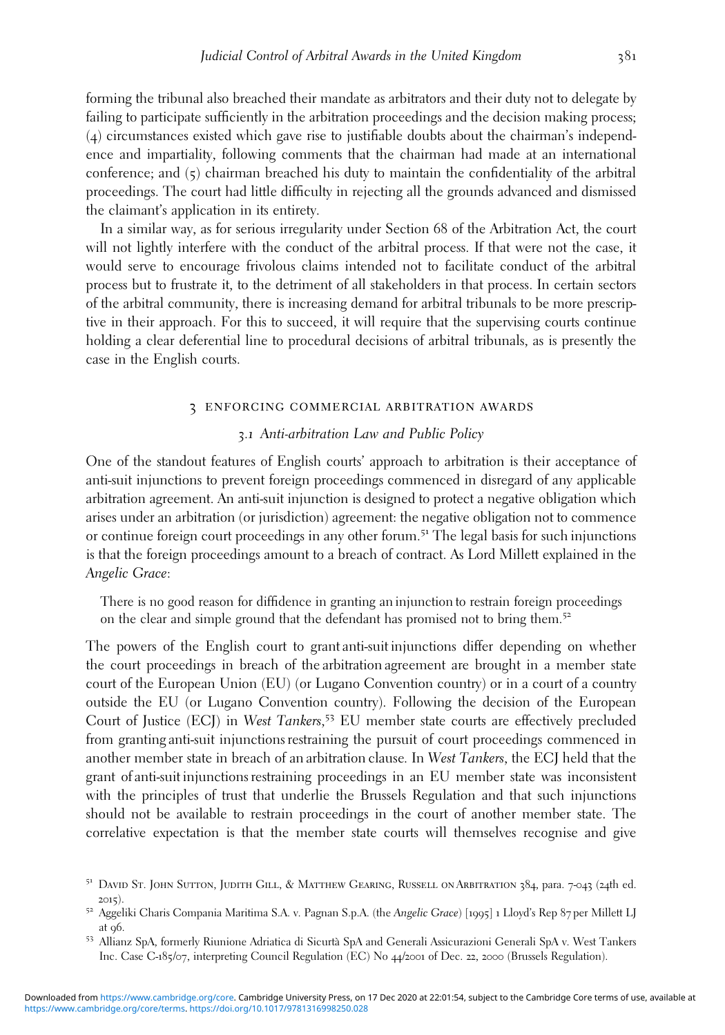forming the tribunal also breached their mandate as arbitrators and their duty not to delegate by failing to participate sufficiently in the arbitration proceedings and the decision making process; (4) circumstances existed which gave rise to justifiable doubts about the chairman's independence and impartiality, following comments that the chairman had made at an international conference; and (5) chairman breached his duty to maintain the confidentiality of the arbitral proceedings. The court had little difficulty in rejecting all the grounds advanced and dismissed the claimant's application in its entirety.

In a similar way, as for serious irregularity under Section 68 of the Arbitration Act, the court will not lightly interfere with the conduct of the arbitral process. If that were not the case, it would serve to encourage frivolous claims intended not to facilitate conduct of the arbitral process but to frustrate it, to the detriment of all stakeholders in that process. In certain sectors of the arbitral community, there is increasing demand for arbitral tribunals to be more prescriptive in their approach. For this to succeed, it will require that the supervising courts continue holding a clear deferential line to procedural decisions of arbitral tribunals, as is presently the case in the English courts.

## 3 ENFORCING COMMERCIAL ARBITRATION AWARDS

### 3.1 *Anti-arbitration Law and Public Policy*

One of the standout features of English courts' approach to arbitration is their acceptance of anti-suit injunctions to prevent foreign proceedings commenced in disregard of any applicable arbitration agreement. An anti-suit injunction is designed to protect a negative obligation which arises under an arbitration (or jurisdiction) agreement: the negative obligation not to commence or continue foreign court proceedings in any other forum.[51] The legal basis for such injunctions is that the foreign proceedings amount to a breach of contract. As Lord Millett explained in the *Angelic Grace*:

> There is no good reason for diffidence in granting an injunction to restrain foreign proceedings on the clear and simple ground that the defendant has promised not to bring them.[52]

The powers of the English court to grant anti-suit injunctions differ depending on whether the court proceedings in breach of the arbitration agreement are brought in a member state court of the European Union (EU) (or Lugano Convention country) or in a court of a country outside the EU (or Lugano Convention country). Following the decision of the European Court of Justice (ECJ) in *West Tankers*,[53] EU member state courts are effectively precluded from granting anti-suit injunctions restraining the pursuit of court proceedings commenced in another member state in breach of an arbitration clause. In *West Tankers*, the ECJ held that the grant of anti-suit injunctions restraining proceedings in an EU member state was inconsistent with the principles of trust that underlie the Brussels Regulation and that such injunctions should not be available to restrain proceedings in the court of another member state. The correlative expectation is that the member state courts will themselves recognise and give

[51] David St. John Sutton, Judith Gill, & Matthew Gearing, Russell on Arbitration 384, para. 7-043 (24th ed. 2015).

[52] Aggeliki Charis Compania Maritima S.A. v. Pagnan S.p.A. (the *Angelic Grace*) [1995] 1 Lloyd's Rep 87 per Millett LJ at 96.

[53] Allianz SpA, formerly Riunione Adriatica di Sicurtà SpA and Generali Assicurazioni Generali SpA v. West Tankers Inc. Case C-185/07, interpreting Council Regulation (EC) No 44/2001 of Dec. 22, 2000 (Brussels Regulation).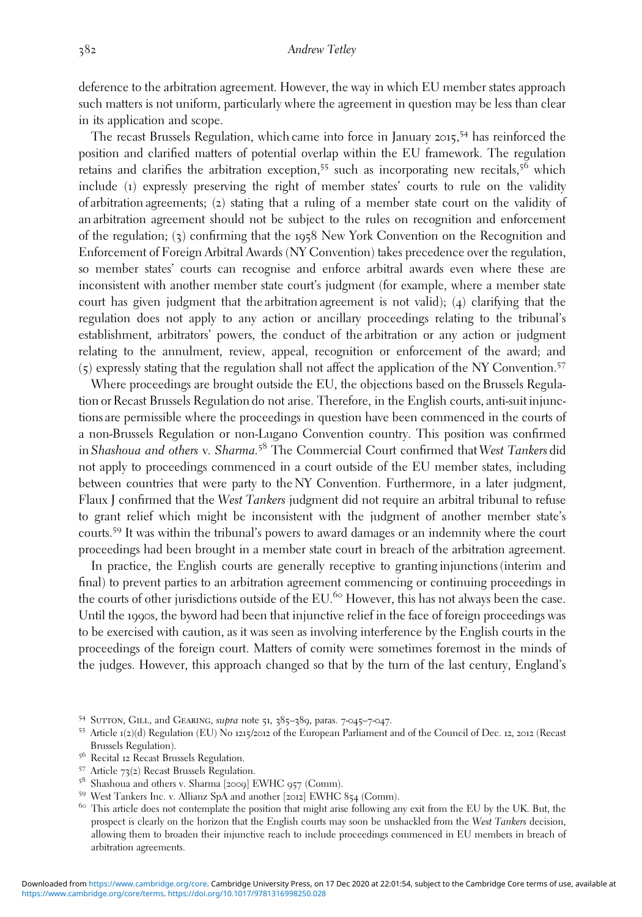deference to the arbitration agreement. However, the way in which EU member states approach such matters is not uniform, particularly where the agreement in question may be less than clear in its application and scope.

The recast Brussels Regulation, which came into force in January 2015,[54] has reinforced the position and clarified matters of potential overlap within the EU framework. The regulation retains and clarifies the arbitration exception,[55] such as incorporating new recitals,[56] which include (1) expressly preserving the right of member states' courts to rule on the validity of arbitration agreements; (2) stating that a ruling of a member state court on the validity of an arbitration agreement should not be subject to the rules on recognition and enforcement of the regulation; (3) confirming that the 1958 New York Convention on the Recognition and Enforcement of Foreign Arbitral Awards (NY Convention) takes precedence over the regulation, so member states' courts can recognise and enforce arbitral awards even where these are inconsistent with another member state court's judgment (for example, where a member state court has given judgment that the arbitration agreement is not valid); (4) clarifying that the regulation does not apply to any action or ancillary proceedings relating to the tribunal's establishment, arbitrators' powers, the conduct of the arbitration or any action or judgment relating to the annulment, review, appeal, recognition or enforcement of the award; and (5) expressly stating that the regulation shall not affect the application of the NY Convention.[57]

Where proceedings are brought outside the EU, the objections based on the Brussels Regulation or Recast Brussels Regulation do not arise. Therefore, in the English courts, anti-suit injunctions are permissible where the proceedings in question have been commenced in the courts of a non-Brussels Regulation or non-Lugano Convention country. This position was confirmed in *Shashoua and others* v. *Sharma*.[58] The Commercial Court confirmed that *West Tankers* did not apply to proceedings commenced in a court outside of the EU member states, including between countries that were party to the NY Convention. Furthermore, in a later judgment, Flaux J confirmed that the *West Tankers* judgment did not require an arbitral tribunal to refuse to grant relief which might be inconsistent with the judgment of another member state's courts.[59] It was within the tribunal's powers to award damages or an indemnity where the court proceedings had been brought in a member state court in breach of the arbitration agreement.

In practice, the English courts are generally receptive to granting injunctions (interim and final) to prevent parties to an arbitration agreement commencing or continuing proceedings in the courts of other jurisdictions outside of the EU.[60] However, this has not always been the case. Until the 1990s, the byword had been that injunctive relief in the face of foreign proceedings was to be exercised with caution, as it was seen as involving interference by the English courts in the proceedings of the foreign court. Matters of comity were sometimes foremost in the minds of the judges. However, this approach changed so that by the turn of the last century, England's

---

[54] Sutton, Gill, and Gearing, *supra* note 51, 385–389, paras. 7-045–7-047.

[55] Article 1(2)(d) Regulation (EU) No 1215/2012 of the European Parliament and of the Council of Dec. 12, 2012 (Recast Brussels Regulation).

[56] Recital 12 Recast Brussels Regulation.

[57] Article 73(2) Recast Brussels Regulation.

[58] Shashoua and others v. Sharma [2009] EWHC 957 (Comm).

[59] West Tankers Inc. v. Allianz SpA and another [2012] EWHC 854 (Comm).

[60] This article does not contemplate the position that might arise following any exit from the EU by the UK. But, the prospect is clearly on the horizon that the English courts may soon be unshackled from the *West Tankers* decision, allowing them to broaden their injunctive reach to include proceedings commenced in EU members in breach of arbitration agreements.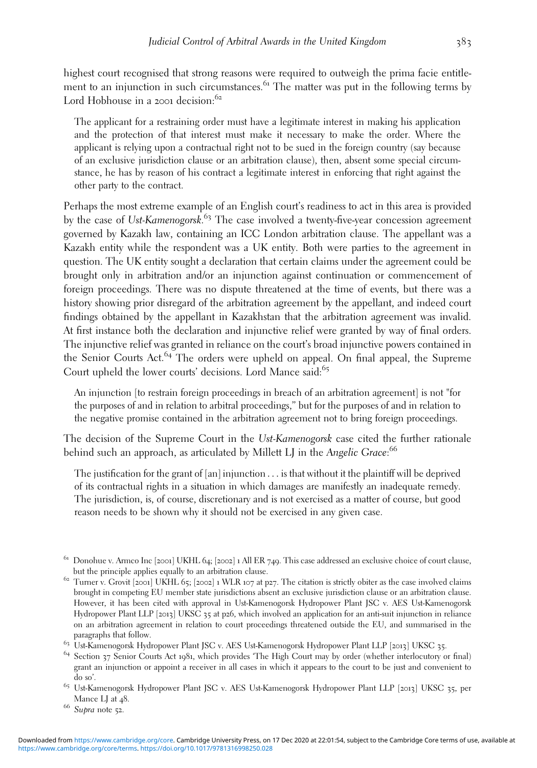highest court recognised that strong reasons were required to outweigh the prima facie entitlement to an injunction in such circumstances.[61] The matter was put in the following terms by Lord Hobhouse in a 2001 decision:[62]

> The applicant for a restraining order must have a legitimate interest in making his application and the protection of that interest must make it necessary to make the order. Where the applicant is relying upon a contractual right not to be sued in the foreign country (say because of an exclusive jurisdiction clause or an arbitration clause), then, absent some special circumstance, he has by reason of his contract a legitimate interest in enforcing that right against the other party to the contract.

Perhaps the most extreme example of an English court's readiness to act in this area is provided by the case of *Ust-Kamenogorsk*.[63] The case involved a twenty-five-year concession agreement governed by Kazakh law, containing an ICC London arbitration clause. The appellant was a Kazakh entity while the respondent was a UK entity. Both were parties to the agreement in question. The UK entity sought a declaration that certain claims under the agreement could be brought only in arbitration and/or an injunction against continuation or commencement of foreign proceedings. There was no dispute threatened at the time of events, but there was a history showing prior disregard of the arbitration agreement by the appellant, and indeed court findings obtained by the appellant in Kazakhstan that the arbitration agreement was invalid. At first instance both the declaration and injunctive relief were granted by way of final orders. The injunctive relief was granted in reliance on the court's broad injunctive powers contained in the Senior Courts Act.[64] The orders were upheld on appeal. On final appeal, the Supreme Court upheld the lower courts' decisions. Lord Mance said:[65]

> An injunction [to restrain foreign proceedings in breach of an arbitration agreement] is not "for the purposes of and in relation to arbitral proceedings," but for the purposes of and in relation to the negative promise contained in the arbitration agreement not to bring foreign proceedings.

The decision of the Supreme Court in the *Ust-Kamenogorsk* case cited the further rationale behind such an approach, as articulated by Millett LJ in the *Angelic Grace*:[66]

> The justification for the grant of [an] injunction . . . is that without it the plaintiff will be deprived of its contractual rights in a situation in which damages are manifestly an inadequate remedy. The jurisdiction, is, of course, discretionary and is not exercised as a matter of course, but good reason needs to be shown why it should not be exercised in any given case.

---

[61] Donohue v. Armco Inc [2001] UKHL 64; [2002] 1 All ER 749. This case addressed an exclusive choice of court clause, but the principle applies equally to an arbitration clause.

[62] Turner v. Grovit [2001] UKHL 65; [2002] 1 WLR 107 at p27. The citation is strictly obiter as the case involved claims brought in competing EU member state jurisdictions absent an exclusive jurisdiction clause or an arbitration clause. However, it has been cited with approval in Ust-Kamenogorsk Hydropower Plant JSC v. AES Ust-Kamenogorsk Hydropower Plant LLP [2013] UKSC 35 at p26, which involved an application for an anti-suit injunction in reliance on an arbitration agreement in relation to court proceedings threatened outside the EU, and summarised in the paragraphs that follow.

[63] Ust-Kamenogorsk Hydropower Plant JSC v. AES Ust-Kamenogorsk Hydropower Plant LLP [2013] UKSC 35.

[64] Section 37 Senior Courts Act 1981, which provides 'The High Court may by order (whether interlocutory or final) grant an injunction or appoint a receiver in all cases in which it appears to the court to be just and convenient to do so'.

[65] Ust-Kamenogorsk Hydropower Plant JSC v. AES Ust-Kamenogorsk Hydropower Plant LLP [2013] UKSC 35, per Mance LJ at 48.

[66] *Supra* note 52.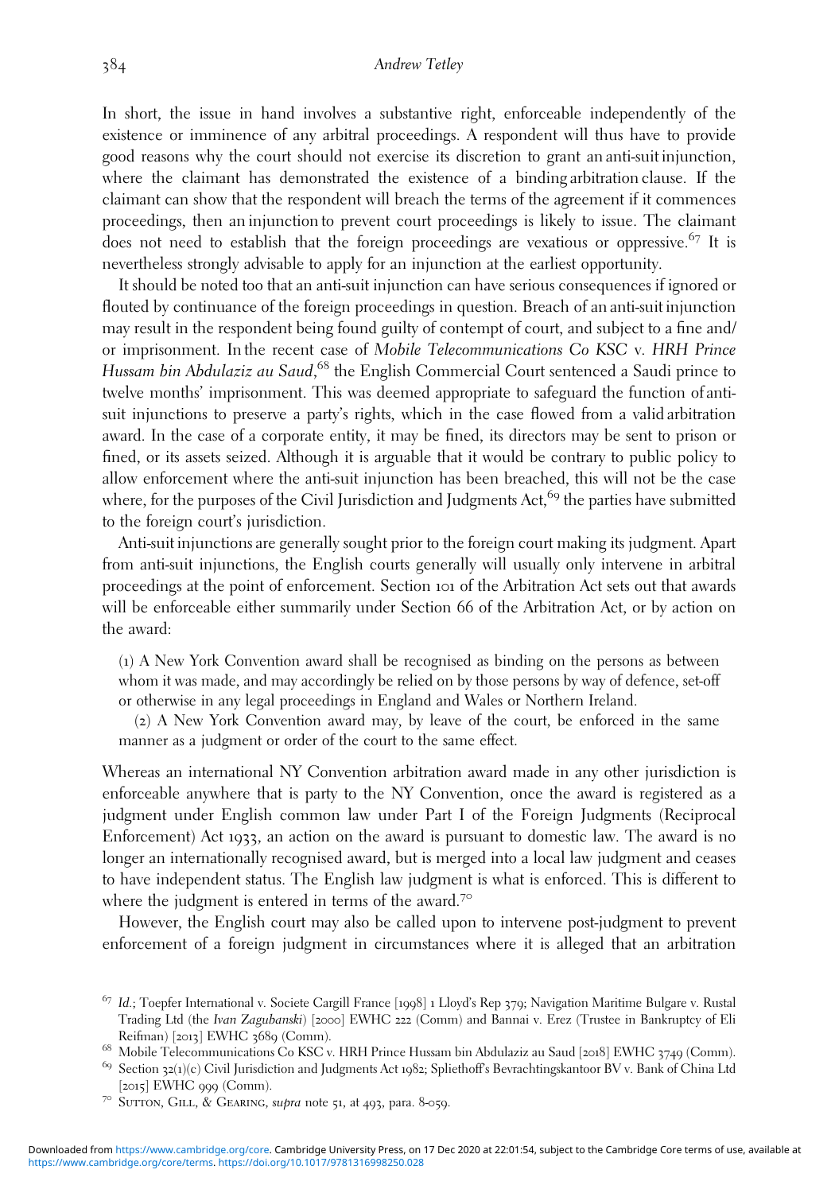In short, the issue in hand involves a substantive right, enforceable independently of the existence or imminence of any arbitral proceedings. A respondent will thus have to provide good reasons why the court should not exercise its discretion to grant an anti-suit injunction, where the claimant has demonstrated the existence of a binding arbitration clause. If the claimant can show that the respondent will breach the terms of the agreement if it commences proceedings, then an injunction to prevent court proceedings is likely to issue. The claimant does not need to establish that the foreign proceedings are vexatious or oppressive.[67] It is nevertheless strongly advisable to apply for an injunction at the earliest opportunity.

It should be noted too that an anti-suit injunction can have serious consequences if ignored or flouted by continuance of the foreign proceedings in question. Breach of an anti-suit injunction may result in the respondent being found guilty of contempt of court, and subject to a fine and/ or imprisonment. In the recent case of *Mobile Telecommunications Co KSC* v. *HRH Prince Hussam bin Abdulaziz au Saud*,[68] the English Commercial Court sentenced a Saudi prince to twelve months' imprisonment. This was deemed appropriate to safeguard the function of anti-suit injunctions to preserve a party's rights, which in the case flowed from a valid arbitration award. In the case of a corporate entity, it may be fined, its directors may be sent to prison or fined, or its assets seized. Although it is arguable that it would be contrary to public policy to allow enforcement where the anti-suit injunction has been breached, this will not be the case where, for the purposes of the Civil Jurisdiction and Judgments Act,[69] the parties have submitted to the foreign court's jurisdiction.

Anti-suit injunctions are generally sought prior to the foreign court making its judgment. Apart from anti-suit injunctions, the English courts generally will usually only intervene in arbitral proceedings at the point of enforcement. Section 101 of the Arbitration Act sets out that awards will be enforceable either summarily under Section 66 of the Arbitration Act, or by action on the award:

> (1) A New York Convention award shall be recognised as binding on the persons as between whom it was made, and may accordingly be relied on by those persons by way of defence, set-off or otherwise in any legal proceedings in England and Wales or Northern Ireland.
>
> (2) A New York Convention award may, by leave of the court, be enforced in the same manner as a judgment or order of the court to the same effect.

Whereas an international NY Convention arbitration award made in any other jurisdiction is enforceable anywhere that is party to the NY Convention, once the award is registered as a judgment under English common law under Part I of the Foreign Judgments (Reciprocal Enforcement) Act 1933, an action on the award is pursuant to domestic law. The award is no longer an internationally recognised award, but is merged into a local law judgment and ceases to have independent status. The English law judgment is what is enforced. This is different to where the judgment is entered in terms of the award.[70]

However, the English court may also be called upon to intervene post-judgment to prevent enforcement of a foreign judgment in circumstances where it is alleged that an arbitration

---

[67] *Id.*; Toepfer International v. Societe Cargill France [1998] 1 Lloyd's Rep 379; Navigation Maritime Bulgare v. Rustal Trading Ltd (the *Ivan Zagubanski*) [2000] EWHC 222 (Comm) and Bannai v. Erez (Trustee in Bankruptcy of Eli Reifman) [2013] EWHC 3689 (Comm).

[68] Mobile Telecommunications Co KSC v. HRH Prince Hussam bin Abdulaziz au Saud [2018] EWHC 3749 (Comm).

[69] Section 32(1)(c) Civil Jurisdiction and Judgments Act 1982; Spliethoff's Bevrachtingskantoor BV v. Bank of China Ltd [2015] EWHC 999 (Comm).

[70] Sutton, Gill, & Gearing, *supra* note 51, at 493, para. 8-059.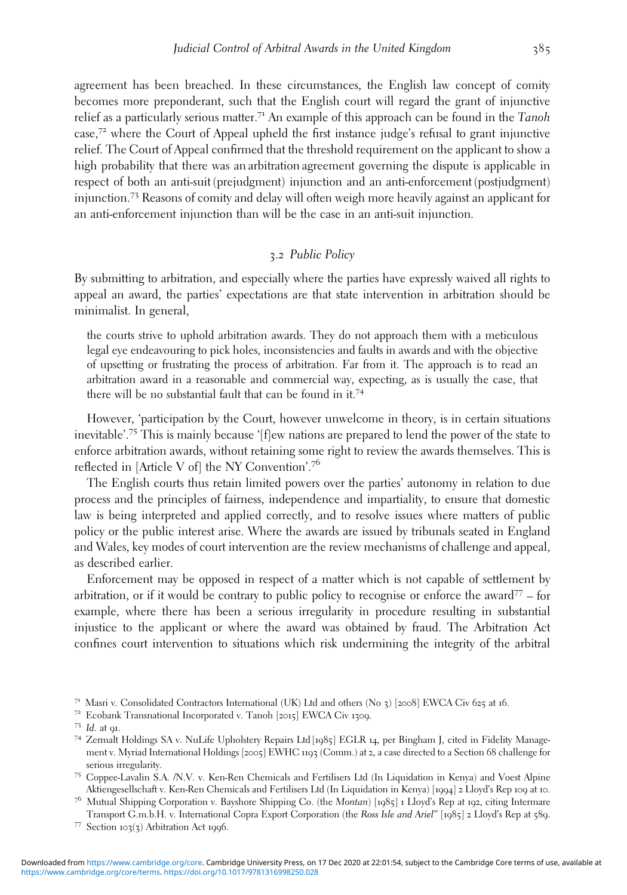agreement has been breached. In these circumstances, the English law concept of comity becomes more preponderant, such that the English court will regard the grant of injunctive relief as a particularly serious matter.[71] An example of this approach can be found in the *Tanoh* case,[72] where the Court of Appeal upheld the first instance judge's refusal to grant injunctive relief. The Court of Appeal confirmed that the threshold requirement on the applicant to show a high probability that there was an arbitration agreement governing the dispute is applicable in respect of both an anti-suit (prejudgment) injunction and an anti-enforcement (postjudgment) injunction.[73] Reasons of comity and delay will often weigh more heavily against an applicant for an anti-enforcement injunction than will be the case in an anti-suit injunction.

### 3.2 Public Policy

By submitting to arbitration, and especially where the parties have expressly waived all rights to appeal an award, the parties' expectations are that state intervention in arbitration should be minimalist. In general,

> the courts strive to uphold arbitration awards. They do not approach them with a meticulous legal eye endeavouring to pick holes, inconsistencies and faults in awards and with the objective of upsetting or frustrating the process of arbitration. Far from it. The approach is to read an arbitration award in a reasonable and commercial way, expecting, as is usually the case, that there will be no substantial fault that can be found in it.[74]

However, 'participation by the Court, however unwelcome in theory, is in certain situations inevitable'.[75] This is mainly because '[f]ew nations are prepared to lend the power of the state to enforce arbitration awards, without retaining some right to review the awards themselves. This is reflected in [Article V of] the NY Convention'.[76]

The English courts thus retain limited powers over the parties' autonomy in relation to due process and the principles of fairness, independence and impartiality, to ensure that domestic law is being interpreted and applied correctly, and to resolve issues where matters of public policy or the public interest arise. Where the awards are issued by tribunals seated in England and Wales, key modes of court intervention are the review mechanisms of challenge and appeal, as described earlier.

Enforcement may be opposed in respect of a matter which is not capable of settlement by arbitration, or if it would be contrary to public policy to recognise or enforce the award[77] – for example, where there has been a serious irregularity in procedure resulting in substantial injustice to the applicant or where the award was obtained by fraud. The Arbitration Act confines court intervention to situations which risk undermining the integrity of the arbitral

---

[71] Masri v. Consolidated Contractors International (UK) Ltd and others (No 3) [2008] EWCA Civ 625 at 16.

[72] Ecobank Transnational Incorporated v. Tanoh [2015] EWCA Civ 1309.

[73] *Id.* at 91.

[74] Zermalt Holdings SA v. NuLife Upholstery Repairs Ltd [1985] EGLR 14, per Bingham J, cited in Fidelity Management v. Myriad International Holdings [2005] EWHC 1193 (Comm.) at 2, a case directed to a Section 68 challenge for serious irregularity.

[75] Coppee-Lavalin S.A. /N.V. v. Ken-Ren Chemicals and Fertilisers Ltd (In Liquidation in Kenya) and Voest Alpine Aktiengesellschaft v. Ken-Ren Chemicals and Fertilisers Ltd (In Liquidation in Kenya) [1994] 2 Lloyd's Rep 109 at 10.

[76] Mutual Shipping Corporation v. Bayshore Shipping Co. (the *Montan*) [1985] 1 Lloyd's Rep at 192, citing Intermare Transport G.m.b.H. v. International Copra Export Corporation (the *Ross Isle and Ariel*" [1985] 2 Lloyd's Rep at 589.

[77] Section 103(3) Arbitration Act 1996.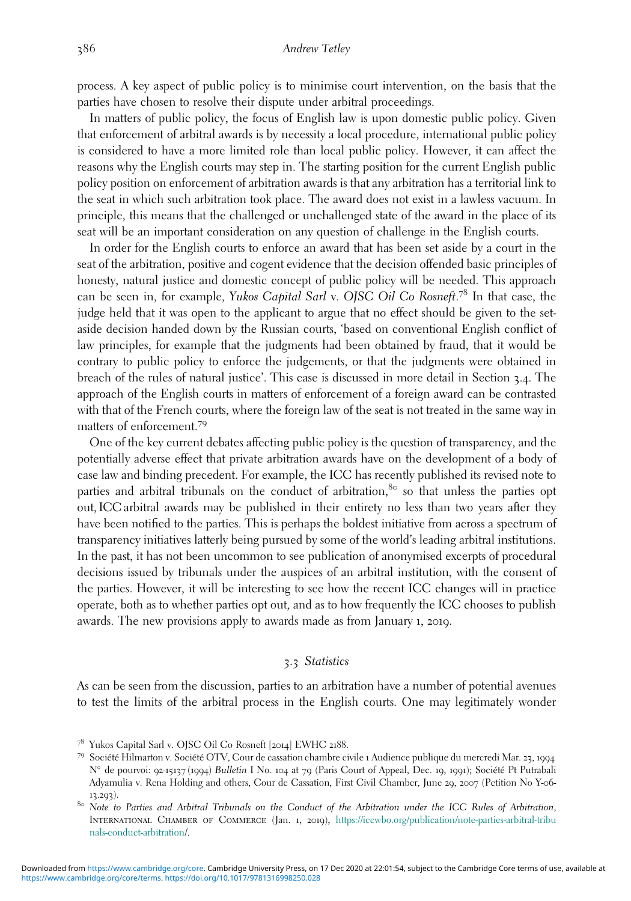process. A key aspect of public policy is to minimise court intervention, on the basis that the parties have chosen to resolve their dispute under arbitral proceedings.

In matters of public policy, the focus of English law is upon domestic public policy. Given that enforcement of arbitral awards is by necessity a local procedure, international public policy is considered to have a more limited role than local public policy. However, it can affect the reasons why the English courts may step in. The starting position for the current English public policy position on enforcement of arbitration awards is that any arbitration has a territorial link to the seat in which such arbitration took place. The award does not exist in a lawless vacuum. In principle, this means that the challenged or unchallenged state of the award in the place of its seat will be an important consideration on any question of challenge in the English courts.

In order for the English courts to enforce an award that has been set aside by a court in the seat of the arbitration, positive and cogent evidence that the decision offended basic principles of honesty, natural justice and domestic concept of public policy will be needed. This approach can be seen in, for example, *Yukos Capital Sarl* v. *OJSC Oil Co Rosneft*.[78] In that case, the judge held that it was open to the applicant to argue that no effect should be given to the set-aside decision handed down by the Russian courts, 'based on conventional English conflict of law principles, for example that the judgments had been obtained by fraud, that it would be contrary to public policy to enforce the judgements, or that the judgments were obtained in breach of the rules of natural justice'. This case is discussed in more detail in Section 3.4. The approach of the English courts in matters of enforcement of a foreign award can be contrasted with that of the French courts, where the foreign law of the seat is not treated in the same way in matters of enforcement.[79]

One of the key current debates affecting public policy is the question of transparency, and the potentially adverse effect that private arbitration awards have on the development of a body of case law and binding precedent. For example, the ICC has recently published its revised note to parties and arbitral tribunals on the conduct of arbitration,[80] so that unless the parties opt out, ICC arbitral awards may be published in their entirety no less than two years after they have been notified to the parties. This is perhaps the boldest initiative from across a spectrum of transparency initiatives latterly being pursued by some of the world's leading arbitral institutions. In the past, it has not been uncommon to see publication of anonymised excerpts of procedural decisions issued by tribunals under the auspices of an arbitral institution, with the consent of the parties. However, it will be interesting to see how the recent ICC changes will in practice operate, both as to whether parties opt out, and as to how frequently the ICC chooses to publish awards. The new provisions apply to awards made as from January 1, 2019.

### 3.3 *Statistics*

As can be seen from the discussion, parties to an arbitration have a number of potential avenues to test the limits of the arbitral process in the English courts. One may legitimately wonder

---

[78] Yukos Capital Sarl v. OJSC Oil Co Rosneft [2014] EWHC 2188.

[79] Société Hilmarton v. Société OTV, Cour de cassation chambre civile 1 Audience publique du mercredi Mar. 23, 1994 N° de pourvoi: 92-15137 (1994) *Bulletin* I No. 104 at 79 (Paris Court of Appeal, Dec. 19, 1991); Société Pt Putrabali Adyamulia v. Rena Holding and others, Cour de Cassation, First Civil Chamber, June 29, 2007 (Petition No Y-06-13.293).

[80] *Note to Parties and Arbitral Tribunals on the Conduct of the Arbitration under the ICC Rules of Arbitration*, International Chamber of Commerce (Jan. 1, 2019), https://iccwbo.org/publication/note-parties-arbitral-tribunals-conduct-arbitration/.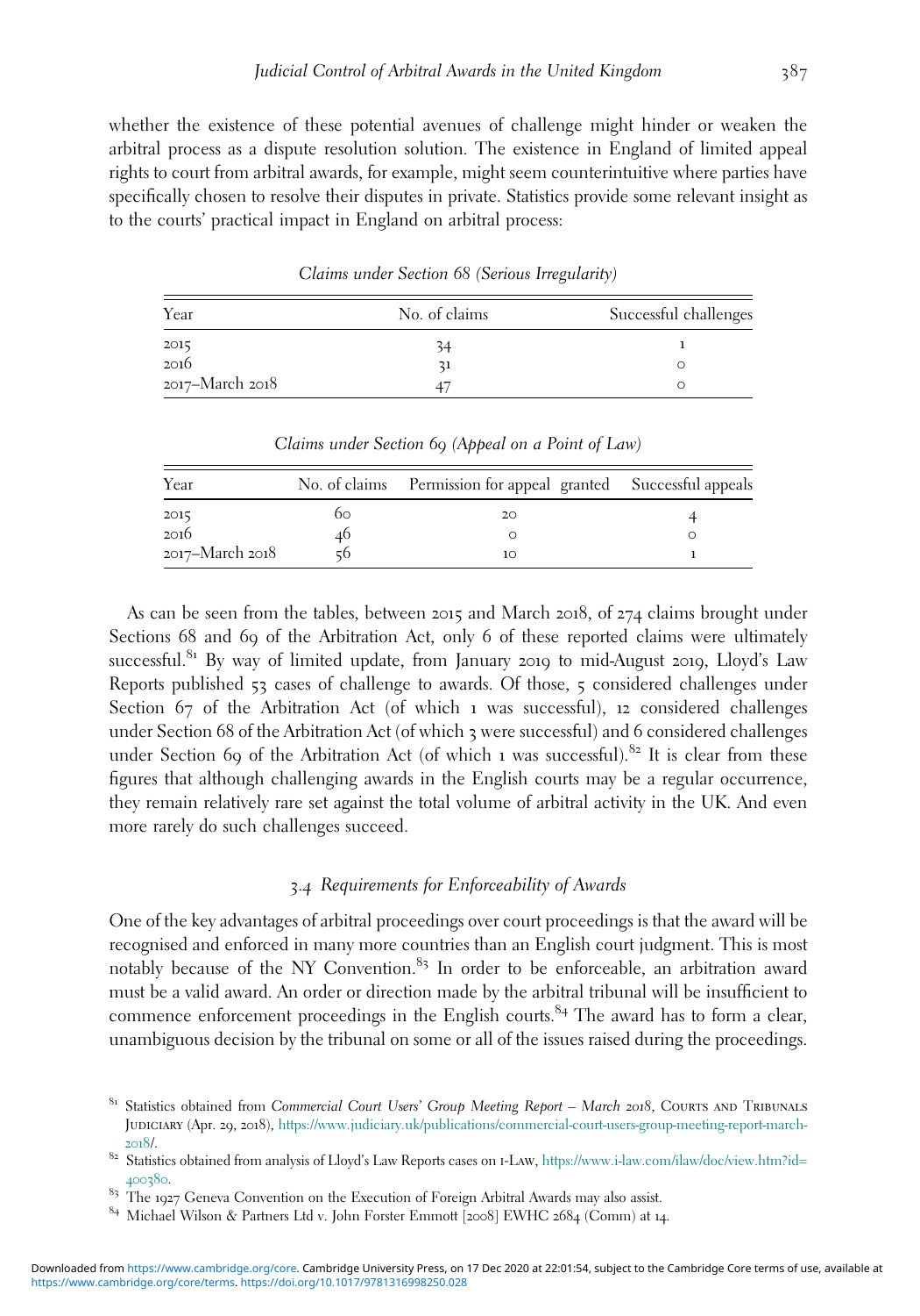whether the existence of these potential avenues of challenge might hinder or weaken the arbitral process as a dispute resolution solution. The existence in England of limited appeal rights to court from arbitral awards, for example, might seem counterintuitive where parties have specifically chosen to resolve their disputes in private. Statistics provide some relevant insight as to the courts' practical impact in England on arbitral process:

*Claims under Section 68 (Serious Irregularity)*

| Year | No. of claims | Successful challenges |
|---|---|---|
| 2015 | 34 | 1 |
| 2016 | 31 | 0 |
| 2017–March 2018 | 47 | 0 |

*Claims under Section 69 (Appeal on a Point of Law)*

| Year | No. of claims | Permission for appeal granted | Successful appeals |
|---|---|---|---|
| 2015 | 60 | 20 | 4 |
| 2016 | 46 | 0 | 0 |
| 2017–March 2018 | 56 | 10 | 1 |

As can be seen from the tables, between 2015 and March 2018, of 274 claims brought under Sections 68 and 69 of the Arbitration Act, only 6 of these reported claims were ultimately successful.[81] By way of limited update, from January 2019 to mid-August 2019, Lloyd's Law Reports published 53 cases of challenge to awards. Of those, 5 considered challenges under Section 67 of the Arbitration Act (of which 1 was successful), 12 considered challenges under Section 68 of the Arbitration Act (of which 3 were successful) and 6 considered challenges under Section 69 of the Arbitration Act (of which 1 was successful).[82] It is clear from these figures that although challenging awards in the English courts may be a regular occurrence, they remain relatively rare set against the total volume of arbitral activity in the UK. And even more rarely do such challenges succeed.

### 3.4 Requirements for Enforceability of Awards

One of the key advantages of arbitral proceedings over court proceedings is that the award will be recognised and enforced in many more countries than an English court judgment. This is most notably because of the NY Convention.[83] In order to be enforceable, an arbitration award must be a valid award. An order or direction made by the arbitral tribunal will be insufficient to commence enforcement proceedings in the English courts.[84] The award has to form a clear, unambiguous decision by the tribunal on some or all of the issues raised during the proceedings.

[81] Statistics obtained from *Commercial Court Users' Group Meeting Report – March 2018*, Courts and Tribunals Judiciary (Apr. 29, 2018), https://www.judiciary.uk/publications/commercial-court-users-group-meeting-report-march-2018/.

[82] Statistics obtained from analysis of Lloyd's Law Reports cases on i-Law, https://www.i-law.com/ilaw/doc/view.htm?id=400380.

[83] The 1927 Geneva Convention on the Execution of Foreign Arbitral Awards may also assist.

[84] Michael Wilson & Partners Ltd v. John Forster Emmott [2008] EWHC 2684 (Comm) at 14.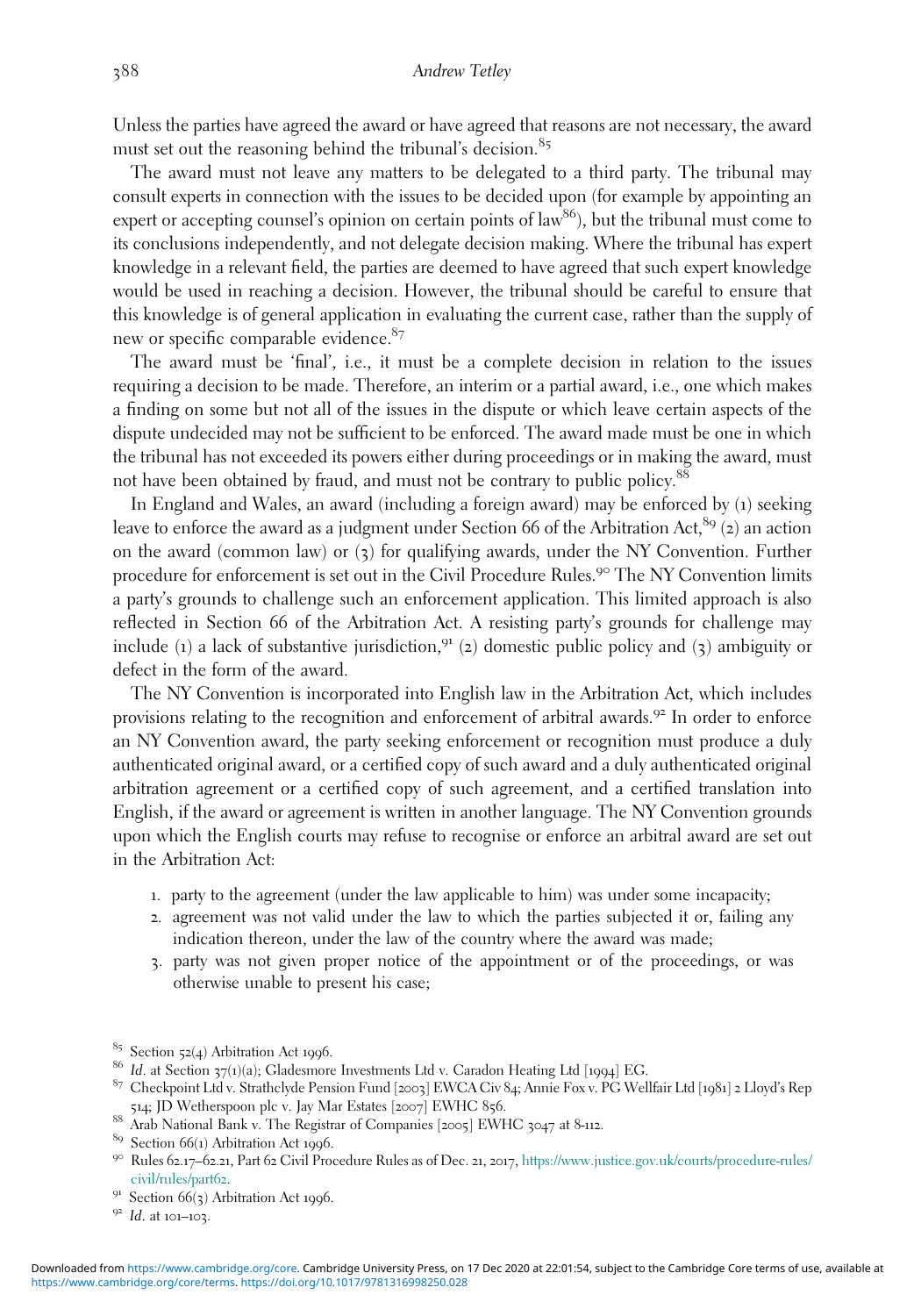Unless the parties have agreed the award or have agreed that reasons are not necessary, the award must set out the reasoning behind the tribunal's decision.[85]

The award must not leave any matters to be delegated to a third party. The tribunal may consult experts in connection with the issues to be decided upon (for example by appointing an expert or accepting counsel's opinion on certain points of law[86]), but the tribunal must come to its conclusions independently, and not delegate decision making. Where the tribunal has expert knowledge in a relevant field, the parties are deemed to have agreed that such expert knowledge would be used in reaching a decision. However, the tribunal should be careful to ensure that this knowledge is of general application in evaluating the current case, rather than the supply of new or specific comparable evidence.[87]

The award must be 'final', i.e., it must be a complete decision in relation to the issues requiring a decision to be made. Therefore, an interim or a partial award, i.e., one which makes a finding on some but not all of the issues in the dispute or which leave certain aspects of the dispute undecided may not be sufficient to be enforced. The award made must be one in which the tribunal has not exceeded its powers either during proceedings or in making the award, must not have been obtained by fraud, and must not be contrary to public policy.[88]

In England and Wales, an award (including a foreign award) may be enforced by (1) seeking leave to enforce the award as a judgment under Section 66 of the Arbitration Act,[89] (2) an action on the award (common law) or (3) for qualifying awards, under the NY Convention. Further procedure for enforcement is set out in the Civil Procedure Rules.[90] The NY Convention limits a party's grounds to challenge such an enforcement application. This limited approach is also reflected in Section 66 of the Arbitration Act. A resisting party's grounds for challenge may include (1) a lack of substantive jurisdiction,[91] (2) domestic public policy and (3) ambiguity or defect in the form of the award.

The NY Convention is incorporated into English law in the Arbitration Act, which includes provisions relating to the recognition and enforcement of arbitral awards.[92] In order to enforce an NY Convention award, the party seeking enforcement or recognition must produce a duly authenticated original award, or a certified copy of such award and a duly authenticated original arbitration agreement or a certified copy of such agreement, and a certified translation into English, if the award or agreement is written in another language. The NY Convention grounds upon which the English courts may refuse to recognise or enforce an arbitral award are set out in the Arbitration Act:

1. party to the agreement (under the law applicable to him) was under some incapacity;
2. agreement was not valid under the law to which the parties subjected it or, failing any indication thereon, under the law of the country where the award was made;
3. party was not given proper notice of the appointment or of the proceedings, or was otherwise unable to present his case;

---

[85] Section 52(4) Arbitration Act 1996.

[86] *Id*. at Section 37(1)(a); Gladesmore Investments Ltd v. Caradon Heating Ltd [1994] EG.

[87] Checkpoint Ltd v. Strathclyde Pension Fund [2003] EWCA Civ 84; Annie Fox v. PG Wellfair Ltd [1981] 2 Lloyd's Rep 514; JD Wetherspoon plc v. Jay Mar Estates [2007] EWHC 856.

[88] Arab National Bank v. The Registrar of Companies [2005] EWHC 3047 at 8-112.

[89] Section 66(1) Arbitration Act 1996.

[90] Rules 62.17–62.21, Part 62 Civil Procedure Rules as of Dec. 21, 2017, https://www.justice.gov.uk/courts/procedure-rules/civil/rules/part62.

[91] Section 66(3) Arbitration Act 1996.

[92] *Id*. at 101–103.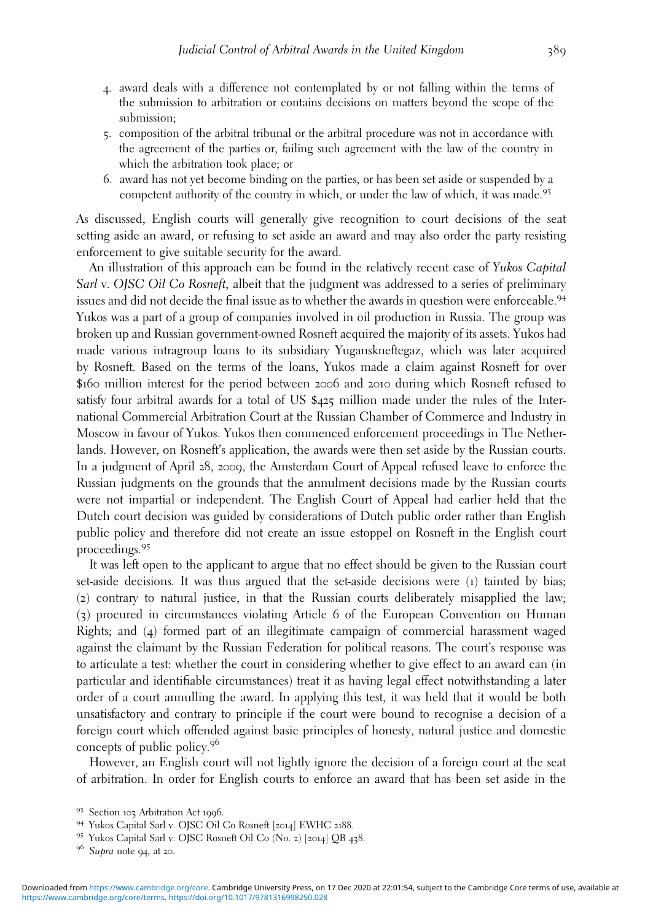4. award deals with a difference not contemplated by or not falling within the terms of the submission to arbitration or contains decisions on matters beyond the scope of the submission;
5. composition of the arbitral tribunal or the arbitral procedure was not in accordance with the agreement of the parties or, failing such agreement with the law of the country in which the arbitration took place; or
6. award has not yet become binding on the parties, or has been set aside or suspended by a competent authority of the country in which, or under the law of which, it was made.[93]

As discussed, English courts will generally give recognition to court decisions of the seat setting aside an award, or refusing to set aside an award and may also order the party resisting enforcement to give suitable security for the award.

An illustration of this approach can be found in the relatively recent case of *Yukos Capital Sarl* v. *OJSC Oil Co Rosneft*, albeit that the judgment was addressed to a series of preliminary issues and did not decide the final issue as to whether the awards in question were enforceable.[94] Yukos was a part of a group of companies involved in oil production in Russia. The group was broken up and Russian government-owned Rosneft acquired the majority of its assets. Yukos had made various intragroup loans to its subsidiary Yuganskneftegaz, which was later acquired by Rosneft. Based on the terms of the loans, Yukos made a claim against Rosneft for over $160 million interest for the period between 2006 and 2010 during which Rosneft refused to satisfy four arbitral awards for a total of US $425 million made under the rules of the International Commercial Arbitration Court at the Russian Chamber of Commerce and Industry in Moscow in favour of Yukos. Yukos then commenced enforcement proceedings in The Netherlands. However, on Rosneft's application, the awards were then set aside by the Russian courts. In a judgment of April 28, 2009, the Amsterdam Court of Appeal refused leave to enforce the Russian judgments on the grounds that the annulment decisions made by the Russian courts were not impartial or independent. The English Court of Appeal had earlier held that the Dutch court decision was guided by considerations of Dutch public order rather than English public policy and therefore did not create an issue estoppel on Rosneft in the English court proceedings.[95]

It was left open to the applicant to argue that no effect should be given to the Russian court set-aside decisions. It was thus argued that the set-aside decisions were (1) tainted by bias; (2) contrary to natural justice, in that the Russian courts deliberately misapplied the law; (3) procured in circumstances violating Article 6 of the European Convention on Human Rights; and (4) formed part of an illegitimate campaign of commercial harassment waged against the claimant by the Russian Federation for political reasons. The court's response was to articulate a test: whether the court in considering whether to give effect to an award can (in particular and identifiable circumstances) treat it as having legal effect notwithstanding a later order of a court annulling the award. In applying this test, it was held that it would be both unsatisfactory and contrary to principle if the court were bound to recognise a decision of a foreign court which offended against basic principles of honesty, natural justice and domestic concepts of public policy.[96]

However, an English court will not lightly ignore the decision of a foreign court at the seat of arbitration. In order for English courts to enforce an award that has been set aside in the

[93] Section 103 Arbitration Act 1996.

[94] Yukos Capital Sarl v. OJSC Oil Co Rosneft [2014] EWHC 2188.

[95] Yukos Capital Sarl v. OJSC Rosneft Oil Co (No. 2) [2014] QB 438.

[96] *Supra* note 94, at 20.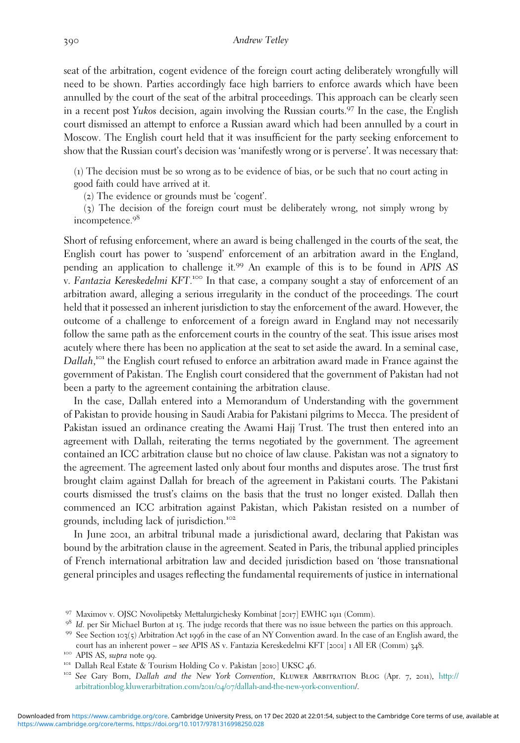seat of the arbitration, cogent evidence of the foreign court acting deliberately wrongfully will need to be shown. Parties accordingly face high barriers to enforce awards which have been annulled by the court of the seat of the arbitral proceedings. This approach can be clearly seen in a recent post *Yukos* decision, again involving the Russian courts.[97] In the case, the English court dismissed an attempt to enforce a Russian award which had been annulled by a court in Moscow. The English court held that it was insufficient for the party seeking enforcement to show that the Russian court's decision was 'manifestly wrong or is perverse'. It was necessary that:

> (1) The decision must be so wrong as to be evidence of bias, or be such that no court acting in good faith could have arrived at it.
>
> (2) The evidence or grounds must be 'cogent'.
>
> (3) The decision of the foreign court must be deliberately wrong, not simply wrong by incompetence.[98]

Short of refusing enforcement, where an award is being challenged in the courts of the seat, the English court has power to 'suspend' enforcement of an arbitration award in the England, pending an application to challenge it.[99] An example of this is to be found in *APIS AS v. Fantazia Kereskedelmi KFT*.[100] In that case, a company sought a stay of enforcement of an arbitration award, alleging a serious irregularity in the conduct of the proceedings. The court held that it possessed an inherent jurisdiction to stay the enforcement of the award. However, the outcome of a challenge to enforcement of a foreign award in England may not necessarily follow the same path as the enforcement courts in the country of the seat. This issue arises most acutely where there has been no application at the seat to set aside the award. In a seminal case, *Dallah*,[101] the English court refused to enforce an arbitration award made in France against the government of Pakistan. The English court considered that the government of Pakistan had not been a party to the agreement containing the arbitration clause.

In the case, Dallah entered into a Memorandum of Understanding with the government of Pakistan to provide housing in Saudi Arabia for Pakistani pilgrims to Mecca. The president of Pakistan issued an ordinance creating the Awami Hajj Trust. The trust then entered into an agreement with Dallah, reiterating the terms negotiated by the government. The agreement contained an ICC arbitration clause but no choice of law clause. Pakistan was not a signatory to the agreement. The agreement lasted only about four months and disputes arose. The trust first brought claim against Dallah for breach of the agreement in Pakistani courts. The Pakistani courts dismissed the trust's claims on the basis that the trust no longer existed. Dallah then commenced an ICC arbitration against Pakistan, which Pakistan resisted on a number of grounds, including lack of jurisdiction.[102]

In June 2001, an arbitral tribunal made a jurisdictional award, declaring that Pakistan was bound by the arbitration clause in the agreement. Seated in Paris, the tribunal applied principles of French international arbitration law and decided jurisdiction based on 'those transnational general principles and usages reflecting the fundamental requirements of justice in international

---

[97] Maximov v. OJSC Novolipetsky Mettalurgichesky Kombinat [2017] EWHC 1911 (Comm).

[98] *Id*. per Sir Michael Burton at 15. The judge records that there was no issue between the parties on this approach.

[99] See Section 103(5) Arbitration Act 1996 in the case of an NY Convention award. In the case of an English award, the court has an inherent power – *see* APIS AS v. Fantazia Kereskedelmi KFT [2001] 1 All ER (Comm) 348.

[100] APIS AS, *supra* note 99.

[101] Dallah Real Estate & Tourism Holding Co v. Pakistan [2010] UKSC 46.

[102] *See* Gary Born, *Dallah and the New York Convention*, Kluwer Arbitration Blog (Apr. 7, 2011), http://arbitrationblog.kluwerarbitration.com/2011/04/07/dallah-and-the-new-york-convention/.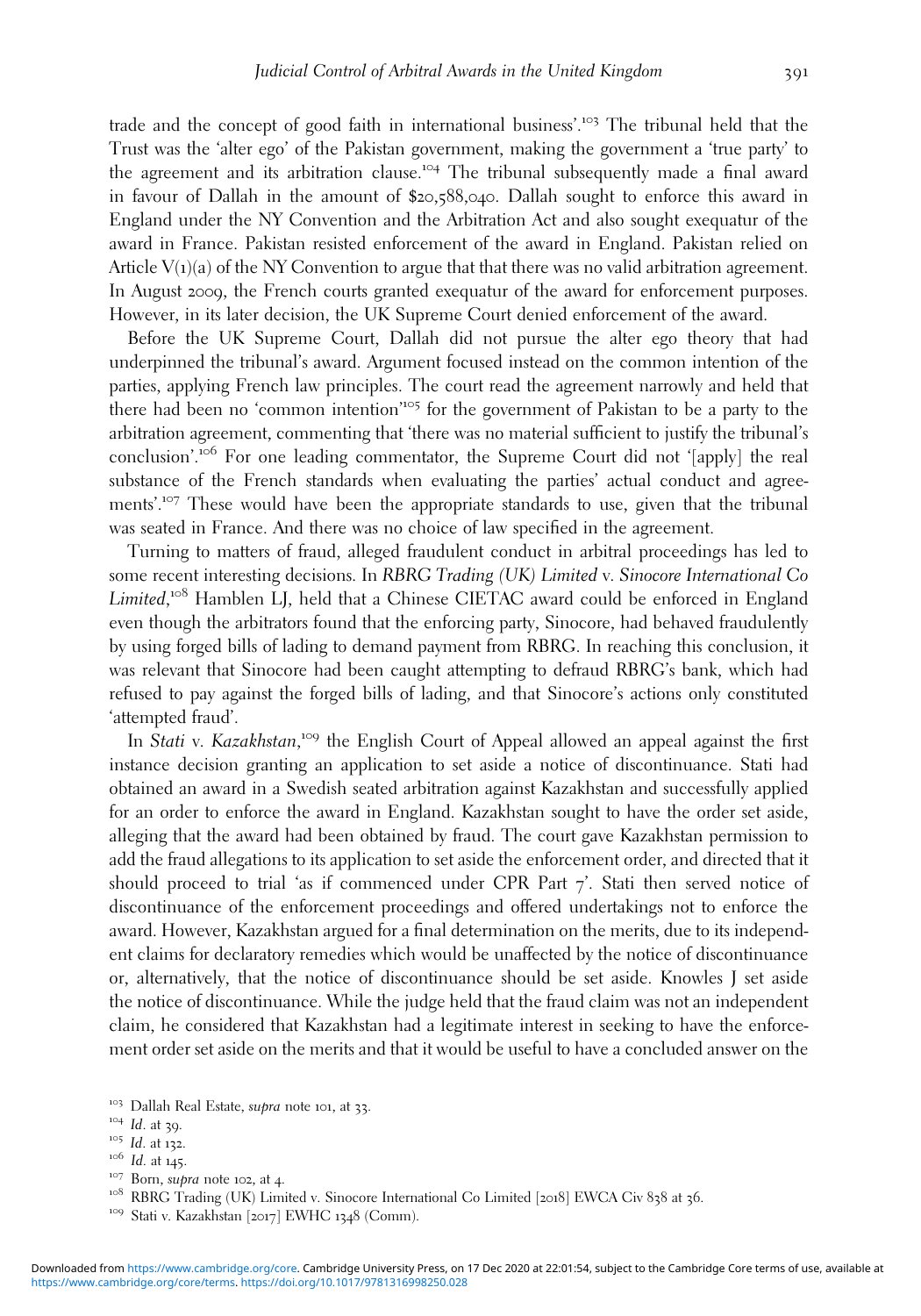trade and the concept of good faith in international business'.[103] The tribunal held that the Trust was the 'alter ego' of the Pakistan government, making the government a 'true party' to the agreement and its arbitration clause.[104] The tribunal subsequently made a final award in favour of Dallah in the amount of $20,588,040. Dallah sought to enforce this award in England under the NY Convention and the Arbitration Act and also sought exequatur of the award in France. Pakistan resisted enforcement of the award in England. Pakistan relied on Article V(1)(a) of the NY Convention to argue that that there was no valid arbitration agreement. In August 2009, the French courts granted exequatur of the award for enforcement purposes. However, in its later decision, the UK Supreme Court denied enforcement of the award.

Before the UK Supreme Court, Dallah did not pursue the alter ego theory that had underpinned the tribunal's award. Argument focused instead on the common intention of the parties, applying French law principles. The court read the agreement narrowly and held that there had been no 'common intention'[105] for the government of Pakistan to be a party to the arbitration agreement, commenting that 'there was no material sufficient to justify the tribunal's conclusion'.[106] For one leading commentator, the Supreme Court did not '[apply] the real substance of the French standards when evaluating the parties' actual conduct and agreements'.[107] These would have been the appropriate standards to use, given that the tribunal was seated in France. And there was no choice of law specified in the agreement.

Turning to matters of fraud, alleged fraudulent conduct in arbitral proceedings has led to some recent interesting decisions. In *RBRG Trading (UK) Limited* v. *Sinocore International Co Limited*,[108] Hamblen LJ, held that a Chinese CIETAC award could be enforced in England even though the arbitrators found that the enforcing party, Sinocore, had behaved fraudulently by using forged bills of lading to demand payment from RBRG. In reaching this conclusion, it was relevant that Sinocore had been caught attempting to defraud RBRG's bank, which had refused to pay against the forged bills of lading, and that Sinocore's actions only constituted 'attempted fraud'.

In *Stati* v. *Kazakhstan*,[109] the English Court of Appeal allowed an appeal against the first instance decision granting an application to set aside a notice of discontinuance. Stati had obtained an award in a Swedish seated arbitration against Kazakhstan and successfully applied for an order to enforce the award in England. Kazakhstan sought to have the order set aside, alleging that the award had been obtained by fraud. The court gave Kazakhstan permission to add the fraud allegations to its application to set aside the enforcement order, and directed that it should proceed to trial 'as if commenced under CPR Part 7'. Stati then served notice of discontinuance of the enforcement proceedings and offered undertakings not to enforce the award. However, Kazakhstan argued for a final determination on the merits, due to its independent claims for declaratory remedies which would be unaffected by the notice of discontinuance or, alternatively, that the notice of discontinuance should be set aside. Knowles J set aside the notice of discontinuance. While the judge held that the fraud claim was not an independent claim, he considered that Kazakhstan had a legitimate interest in seeking to have the enforcement order set aside on the merits and that it would be useful to have a concluded answer on the

[103] Dallah Real Estate, *supra* note 101, at 33.

[104] *Id*. at 39.

[105] *Id*. at 132.

[106] *Id*. at 145.

[107] Born, *supra* note 102, at 4.

[108] RBRG Trading (UK) Limited v. Sinocore International Co Limited [2018] EWCA Civ 838 at 36.

[109] Stati v. Kazakhstan [2017] EWHC 1348 (Comm).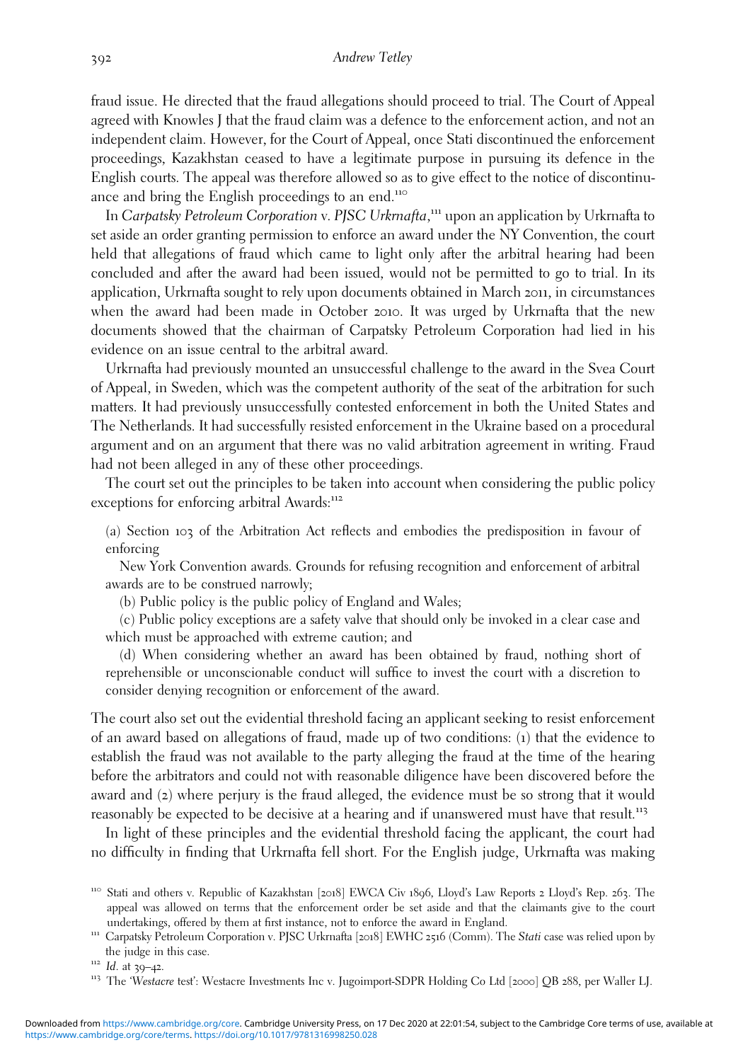fraud issue. He directed that the fraud allegations should proceed to trial. The Court of Appeal agreed with Knowles J that the fraud claim was a defence to the enforcement action, and not an independent claim. However, for the Court of Appeal, once Stati discontinued the enforcement proceedings, Kazakhstan ceased to have a legitimate purpose in pursuing its defence in the English courts. The appeal was therefore allowed so as to give effect to the notice of discontinuance and bring the English proceedings to an end.[110]

In *Carpatsky Petroleum Corporation* v. *PJSC Urkrnafta*,[111] upon an application by Urkrnafta to set aside an order granting permission to enforce an award under the NY Convention, the court held that allegations of fraud which came to light only after the arbitral hearing had been concluded and after the award had been issued, would not be permitted to go to trial. In its application, Urkrnafta sought to rely upon documents obtained in March 2011, in circumstances when the award had been made in October 2010. It was urged by Urkrnafta that the new documents showed that the chairman of Carpatsky Petroleum Corporation had lied in his evidence on an issue central to the arbitral award.

Urkrnafta had previously mounted an unsuccessful challenge to the award in the Svea Court of Appeal, in Sweden, which was the competent authority of the seat of the arbitration for such matters. It had previously unsuccessfully contested enforcement in both the United States and The Netherlands. It had successfully resisted enforcement in the Ukraine based on a procedural argument and on an argument that there was no valid arbitration agreement in writing. Fraud had not been alleged in any of these other proceedings.

The court set out the principles to be taken into account when considering the public policy exceptions for enforcing arbitral Awards:[112]

> (a) Section 103 of the Arbitration Act reflects and embodies the predisposition in favour of enforcing
>
> New York Convention awards. Grounds for refusing recognition and enforcement of arbitral awards are to be construed narrowly;
>
> (b) Public policy is the public policy of England and Wales;
>
> (c) Public policy exceptions are a safety valve that should only be invoked in a clear case and which must be approached with extreme caution; and
>
> (d) When considering whether an award has been obtained by fraud, nothing short of reprehensible or unconscionable conduct will suffice to invest the court with a discretion to consider denying recognition or enforcement of the award.

The court also set out the evidential threshold facing an applicant seeking to resist enforcement of an award based on allegations of fraud, made up of two conditions: (1) that the evidence to establish the fraud was not available to the party alleging the fraud at the time of the hearing before the arbitrators and could not with reasonable diligence have been discovered before the award and (2) where perjury is the fraud alleged, the evidence must be so strong that it would reasonably be expected to be decisive at a hearing and if unanswered must have that result.[113]

In light of these principles and the evidential threshold facing the applicant, the court had no difficulty in finding that Urkrnafta fell short. For the English judge, Urkrnafta was making

---

[110] Stati and others v. Republic of Kazakhstan [2018] EWCA Civ 1896, Lloyd's Law Reports 2 Lloyd's Rep. 263. The appeal was allowed on terms that the enforcement order be set aside and that the claimants give to the court undertakings, offered by them at first instance, not to enforce the award in England.

[111] Carpatsky Petroleum Corporation v. PJSC Urkrnafta [2018] EWHC 2516 (Comm). The *Stati* case was relied upon by the judge in this case.

[112] *Id*. at 39–42.

[113] The '*Westacre* test': Westacre Investments Inc v. Jugoimport-SDPR Holding Co Ltd [2000] QB 288, per Waller LJ.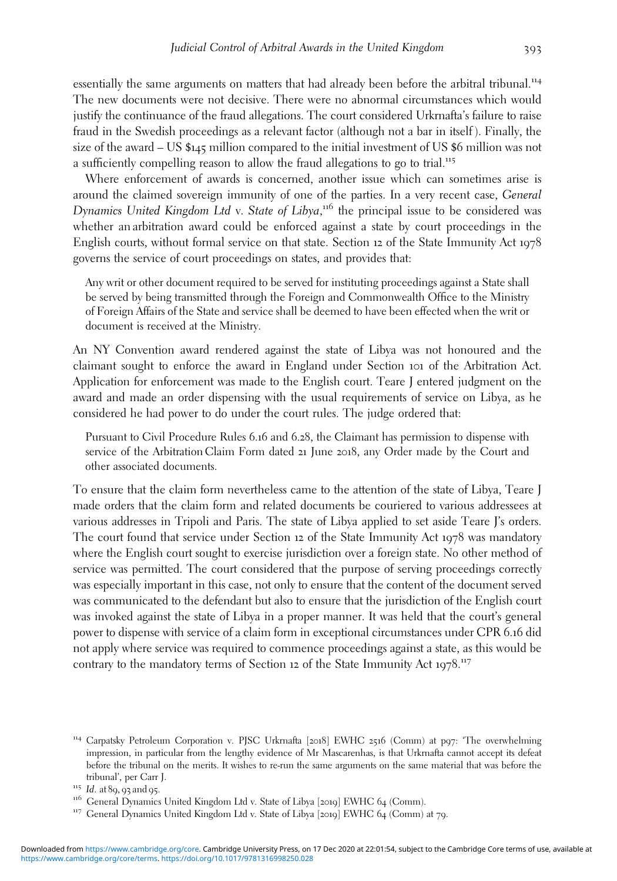essentially the same arguments on matters that had already been before the arbitral tribunal.[114] The new documents were not decisive. There were no abnormal circumstances which would justify the continuance of the fraud allegations. The court considered Urkrnafta's failure to raise fraud in the Swedish proceedings as a relevant factor (although not a bar in itself). Finally, the size of the award – US $145 million compared to the initial investment of US $6 million was not a sufficiently compelling reason to allow the fraud allegations to go to trial.[115]

Where enforcement of awards is concerned, another issue which can sometimes arise is around the claimed sovereign immunity of one of the parties. In a very recent case, *General Dynamics United Kingdom Ltd* v. *State of Libya*,[116] the principal issue to be considered was whether an arbitration award could be enforced against a state by court proceedings in the English courts, without formal service on that state. Section 12 of the State Immunity Act 1978 governs the service of court proceedings on states, and provides that:

> Any writ or other document required to be served for instituting proceedings against a State shall be served by being transmitted through the Foreign and Commonwealth Office to the Ministry of Foreign Affairs of the State and service shall be deemed to have been effected when the writ or document is received at the Ministry.

An NY Convention award rendered against the state of Libya was not honoured and the claimant sought to enforce the award in England under Section 101 of the Arbitration Act. Application for enforcement was made to the English court. Teare J entered judgment on the award and made an order dispensing with the usual requirements of service on Libya, as he considered he had power to do under the court rules. The judge ordered that:

> Pursuant to Civil Procedure Rules 6.16 and 6.28, the Claimant has permission to dispense with service of the Arbitration Claim Form dated 21 June 2018, any Order made by the Court and other associated documents.

To ensure that the claim form nevertheless came to the attention of the state of Libya, Teare J made orders that the claim form and related documents be couriered to various addressees at various addresses in Tripoli and Paris. The state of Libya applied to set aside Teare J's orders. The court found that service under Section 12 of the State Immunity Act 1978 was mandatory where the English court sought to exercise jurisdiction over a foreign state. No other method of service was permitted. The court considered that the purpose of serving proceedings correctly was especially important in this case, not only to ensure that the content of the document served was communicated to the defendant but also to ensure that the jurisdiction of the English court was invoked against the state of Libya in a proper manner. It was held that the court's general power to dispense with service of a claim form in exceptional circumstances under CPR 6.16 did not apply where service was required to commence proceedings against a state, as this would be contrary to the mandatory terms of Section 12 of the State Immunity Act 1978.[117]

---

[114] Carpatsky Petroleum Corporation v. PJSC Urkrnafta [2018] EWHC 2516 (Comm) at p97: 'The overwhelming impression, in particular from the lengthy evidence of Mr Mascarenhas, is that Urkrnafta cannot accept its defeat before the tribunal on the merits. It wishes to re-run the same arguments on the same material that was before the tribunal', per Carr J.

[115] *Id.* at 89, 93 and 95.

[116] General Dynamics United Kingdom Ltd v. State of Libya [2019] EWHC 64 (Comm).

[117] General Dynamics United Kingdom Ltd v. State of Libya [2019] EWHC 64 (Comm) at 79.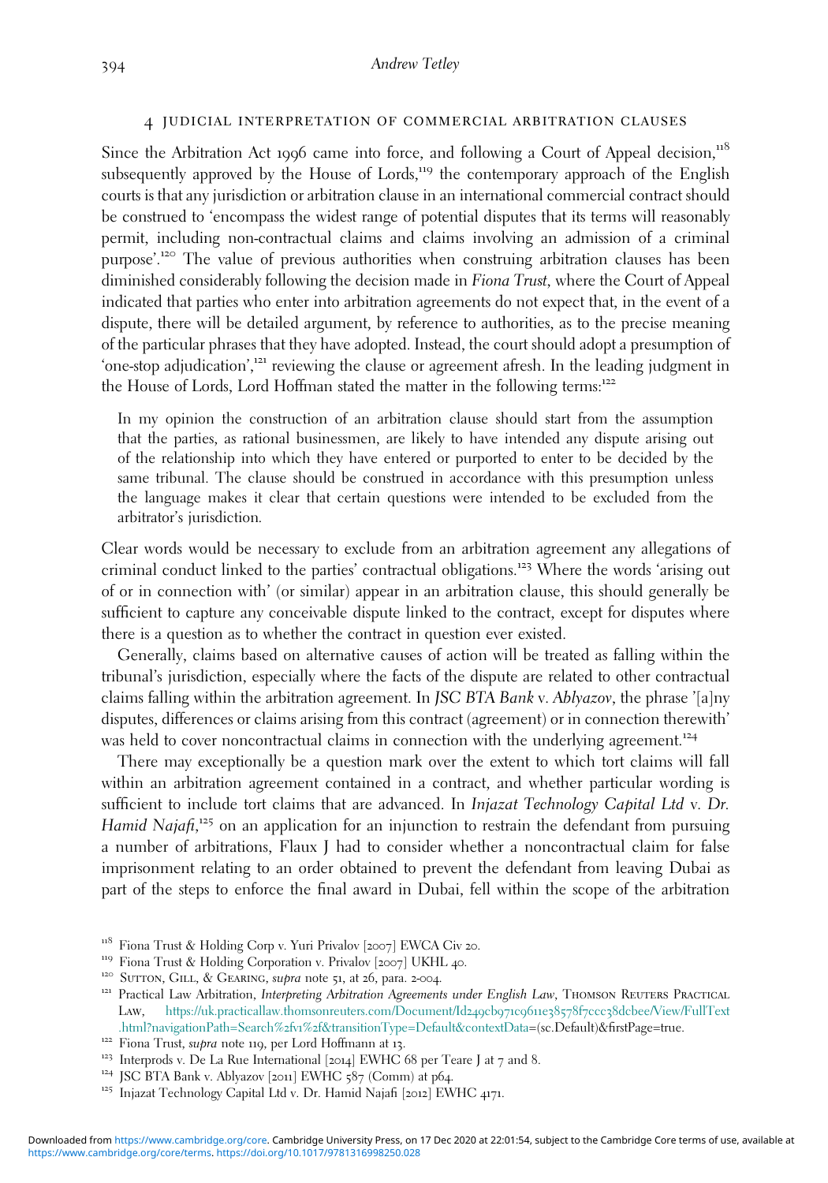## 4 JUDICIAL INTERPRETATION OF COMMERCIAL ARBITRATION CLAUSES

Since the Arbitration Act 1996 came into force, and following a Court of Appeal decision,[118] subsequently approved by the House of Lords,[119] the contemporary approach of the English courts is that any jurisdiction or arbitration clause in an international commercial contract should be construed to 'encompass the widest range of potential disputes that its terms will reasonably permit, including non-contractual claims and claims involving an admission of a criminal purpose'.[120] The value of previous authorities when construing arbitration clauses has been diminished considerably following the decision made in *Fiona Trust*, where the Court of Appeal indicated that parties who enter into arbitration agreements do not expect that, in the event of a dispute, there will be detailed argument, by reference to authorities, as to the precise meaning of the particular phrases that they have adopted. Instead, the court should adopt a presumption of 'one-stop adjudication',[121] reviewing the clause or agreement afresh. In the leading judgment in the House of Lords, Lord Hoffman stated the matter in the following terms:[122]

> In my opinion the construction of an arbitration clause should start from the assumption that the parties, as rational businessmen, are likely to have intended any dispute arising out of the relationship into which they have entered or purported to enter to be decided by the same tribunal. The clause should be construed in accordance with this presumption unless the language makes it clear that certain questions were intended to be excluded from the arbitrator's jurisdiction.

Clear words would be necessary to exclude from an arbitration agreement any allegations of criminal conduct linked to the parties' contractual obligations.[123] Where the words 'arising out of or in connection with' (or similar) appear in an arbitration clause, this should generally be sufficient to capture any conceivable dispute linked to the contract, except for disputes where there is a question as to whether the contract in question ever existed.

Generally, claims based on alternative causes of action will be treated as falling within the tribunal's jurisdiction, especially where the facts of the dispute are related to other contractual claims falling within the arbitration agreement. In *JSC BTA Bank v. Ablyazov*, the phrase '[a]ny disputes, differences or claims arising from this contract (agreement) or in connection therewith' was held to cover noncontractual claims in connection with the underlying agreement.[124]

There may exceptionally be a question mark over the extent to which tort claims will fall within an arbitration agreement contained in a contract, and whether particular wording is sufficient to include tort claims that are advanced. In *Injazat Technology Capital Ltd v. Dr. Hamid Najafi*,[125] on an application for an injunction to restrain the defendant from pursuing a number of arbitrations, Flaux J had to consider whether a noncontractual claim for false imprisonment relating to an order obtained to prevent the defendant from leaving Dubai as part of the steps to enforce the final award in Dubai, fell within the scope of the arbitration

---

[118] Fiona Trust & Holding Corp v. Yuri Privalov [2007] EWCA Civ 20.

[119] Fiona Trust & Holding Corporation v. Privalov [2007] UKHL 40.

[120] Sutton, Gill, & Gearing, *supra* note 51, at 26, para. 2-004.

[121] Practical Law Arbitration, *Interpreting Arbitration Agreements under English Law*, Thomson Reuters Practical Law, https://uk.practicallaw.thomsonreuters.com/Document/Id249cb971c9611e38578f7ccc38dcbee/View/FullText.html?navigationPath=Search%2fv1%2f&transitionType=Default&contextData=(sc.Default)&firstPage=true.

[122] Fiona Trust, *supra* note 119, per Lord Hoffmann at 13.

[123] Interprods v. De La Rue International [2014] EWHC 68 per Teare J at 7 and 8.

[124] JSC BTA Bank v. Ablyazov [2011] EWHC 587 (Comm) at p64.

[125] Injazat Technology Capital Ltd v. Dr. Hamid Najafi [2012] EWHC 4171.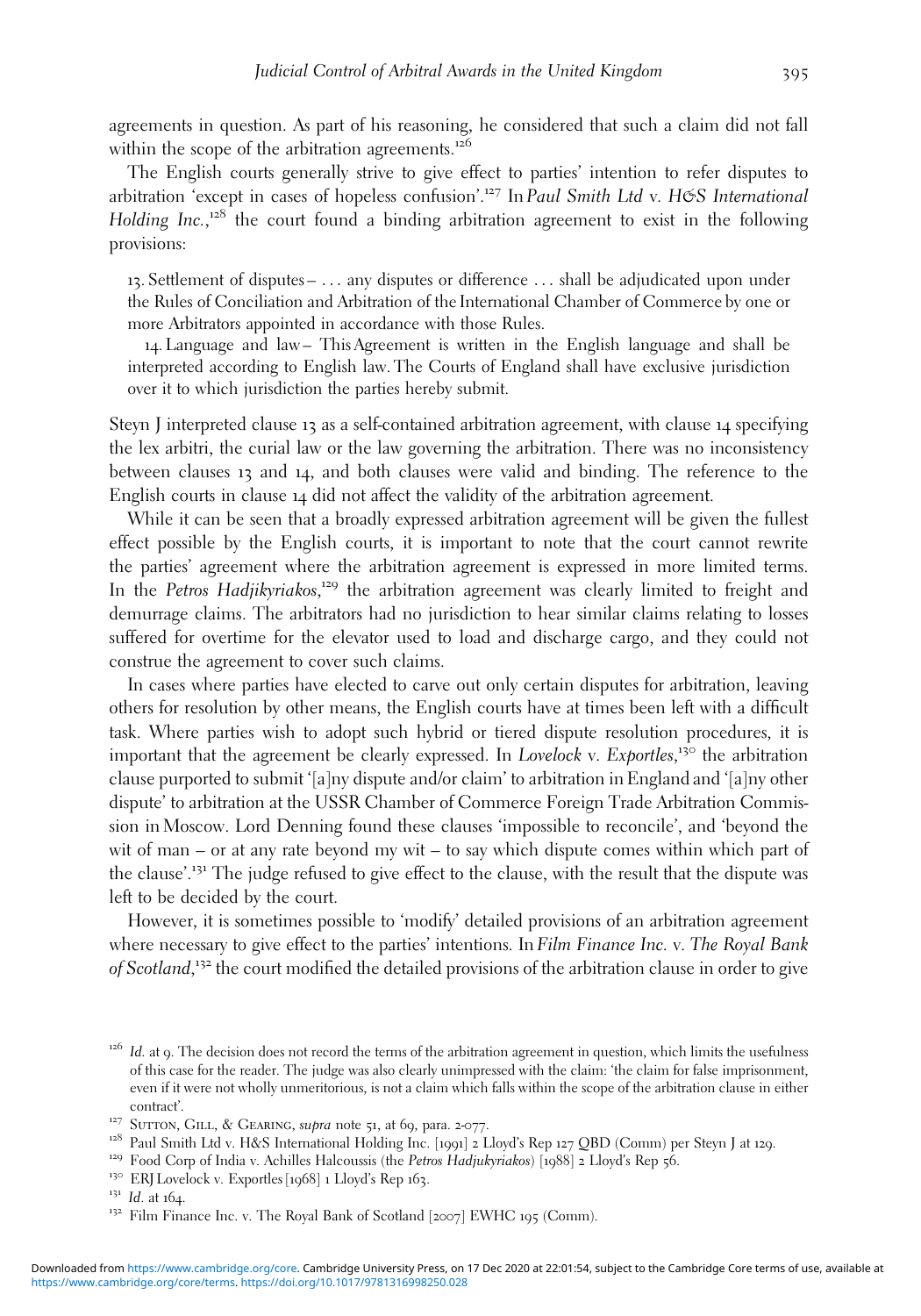agreements in question. As part of his reasoning, he considered that such a claim did not fall within the scope of the arbitration agreements.[126]

The English courts generally strive to give effect to parties' intention to refer disputes to arbitration 'except in cases of hopeless confusion'.[127] In *Paul Smith Ltd* v. *H&S International Holding Inc.*,[128] the court found a binding arbitration agreement to exist in the following provisions:

> 13. Settlement of disputes – . . . any disputes or difference . . . shall be adjudicated upon under the Rules of Conciliation and Arbitration of the International Chamber of Commerce by one or more Arbitrators appointed in accordance with those Rules.
>
> 14. Language and law – This Agreement is written in the English language and shall be interpreted according to English law. The Courts of England shall have exclusive jurisdiction over it to which jurisdiction the parties hereby submit.

Steyn J interpreted clause 13 as a self-contained arbitration agreement, with clause 14 specifying the lex arbitri, the curial law or the law governing the arbitration. There was no inconsistency between clauses 13 and 14, and both clauses were valid and binding. The reference to the English courts in clause 14 did not affect the validity of the arbitration agreement.

While it can be seen that a broadly expressed arbitration agreement will be given the fullest effect possible by the English courts, it is important to note that the court cannot rewrite the parties' agreement where the arbitration agreement is expressed in more limited terms. In the *Petros Hadjikyriakos*,[129] the arbitration agreement was clearly limited to freight and demurrage claims. The arbitrators had no jurisdiction to hear similar claims relating to losses suffered for overtime for the elevator used to load and discharge cargo, and they could not construe the agreement to cover such claims.

In cases where parties have elected to carve out only certain disputes for arbitration, leaving others for resolution by other means, the English courts have at times been left with a difficult task. Where parties wish to adopt such hybrid or tiered dispute resolution procedures, it is important that the agreement be clearly expressed. In *Lovelock* v. *Exportles*,[130] the arbitration clause purported to submit '[a]ny dispute and/or claim' to arbitration in England and '[a]ny other dispute' to arbitration at the USSR Chamber of Commerce Foreign Trade Arbitration Commission in Moscow. Lord Denning found these clauses 'impossible to reconcile', and 'beyond the wit of man – or at any rate beyond my wit – to say which dispute comes within which part of the clause'.[131] The judge refused to give effect to the clause, with the result that the dispute was left to be decided by the court.

However, it is sometimes possible to 'modify' detailed provisions of an arbitration agreement where necessary to give effect to the parties' intentions. In *Film Finance Inc.* v. *The Royal Bank of Scotland*,[132] the court modified the detailed provisions of the arbitration clause in order to give

---

[126] *Id.* at 9. The decision does not record the terms of the arbitration agreement in question, which limits the usefulness of this case for the reader. The judge was also clearly unimpressed with the claim: 'the claim for false imprisonment, even if it were not wholly unmeritorious, is not a claim which falls within the scope of the arbitration clause in either contract'.

[127] Sutton, Gill, & Gearing, *supra* note 51, at 69, para. 2-077.

[128] Paul Smith Ltd v. H&S International Holding Inc. [1991] 2 Lloyd's Rep 127 QBD (Comm) per Steyn J at 129.

[129] Food Corp of India v. Achilles Halcoussis (the *Petros Hadjukyriakos*) [1988] 2 Lloyd's Rep 56.

[130] ERJ Lovelock v. Exportles [1968] 1 Lloyd's Rep 163.

[131] *Id.* at 164.

[132] Film Finance Inc. v. The Royal Bank of Scotland [2007] EWHC 195 (Comm).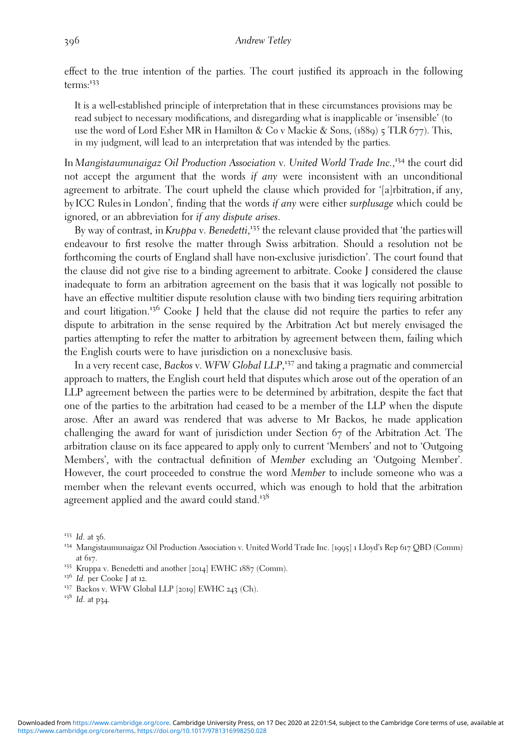effect to the true intention of the parties. The court justified its approach in the following terms:[133]

> It is a well-established principle of interpretation that in these circumstances provisions may be read subject to necessary modifications, and disregarding what is inapplicable or 'insensible' (to use the word of Lord Esher MR in Hamilton & Co v Mackie & Sons, (1889) 5 TLR 677). This, in my judgment, will lead to an interpretation that was intended by the parties.

In *Mangistaumunaigaz Oil Production Association* v. *United World Trade Inc.*,[134] the court did not accept the argument that the words *if any* were inconsistent with an unconditional agreement to arbitrate. The court upheld the clause which provided for '[a]rbitration, if any, by ICC Rules in London', finding that the words *if any* were either *surplusage* which could be ignored, or an abbreviation for *if any dispute arises*.

By way of contrast, in *Kruppa* v. *Benedetti*,[135] the relevant clause provided that 'the parties will endeavour to first resolve the matter through Swiss arbitration. Should a resolution not be forthcoming the courts of England shall have non-exclusive jurisdiction'. The court found that the clause did not give rise to a binding agreement to arbitrate. Cooke J considered the clause inadequate to form an arbitration agreement on the basis that it was logically not possible to have an effective multitier dispute resolution clause with two binding tiers requiring arbitration and court litigation.[136] Cooke J held that the clause did not require the parties to refer any dispute to arbitration in the sense required by the Arbitration Act but merely envisaged the parties attempting to refer the matter to arbitration by agreement between them, failing which the English courts were to have jurisdiction on a nonexclusive basis.

In a very recent case, *Backos* v. *WFW Global LLP*,[137] and taking a pragmatic and commercial approach to matters, the English court held that disputes which arose out of the operation of an LLP agreement between the parties were to be determined by arbitration, despite the fact that one of the parties to the arbitration had ceased to be a member of the LLP when the dispute arose. After an award was rendered that was adverse to Mr Backos, he made application challenging the award for want of jurisdiction under Section 67 of the Arbitration Act. The arbitration clause on its face appeared to apply only to current 'Members' and not to 'Outgoing Members', with the contractual definition of *Member* excluding an 'Outgoing Member'. However, the court proceeded to construe the word *Member* to include someone who was a member when the relevant events occurred, which was enough to hold that the arbitration agreement applied and the award could stand.[138]

---

[133] *Id*. at 36.

[134] Mangistaumunaigaz Oil Production Association v. United World Trade Inc. [1995] 1 Lloyd's Rep 617 QBD (Comm) at 617.

[135] Kruppa v. Benedetti and another [2014] EWHC 1887 (Comm).

[136] *Id*. per Cooke J at 12.

[137] Backos v. WFW Global LLP [2019] EWHC 243 (Ch).

[138] *Id*. at p34.